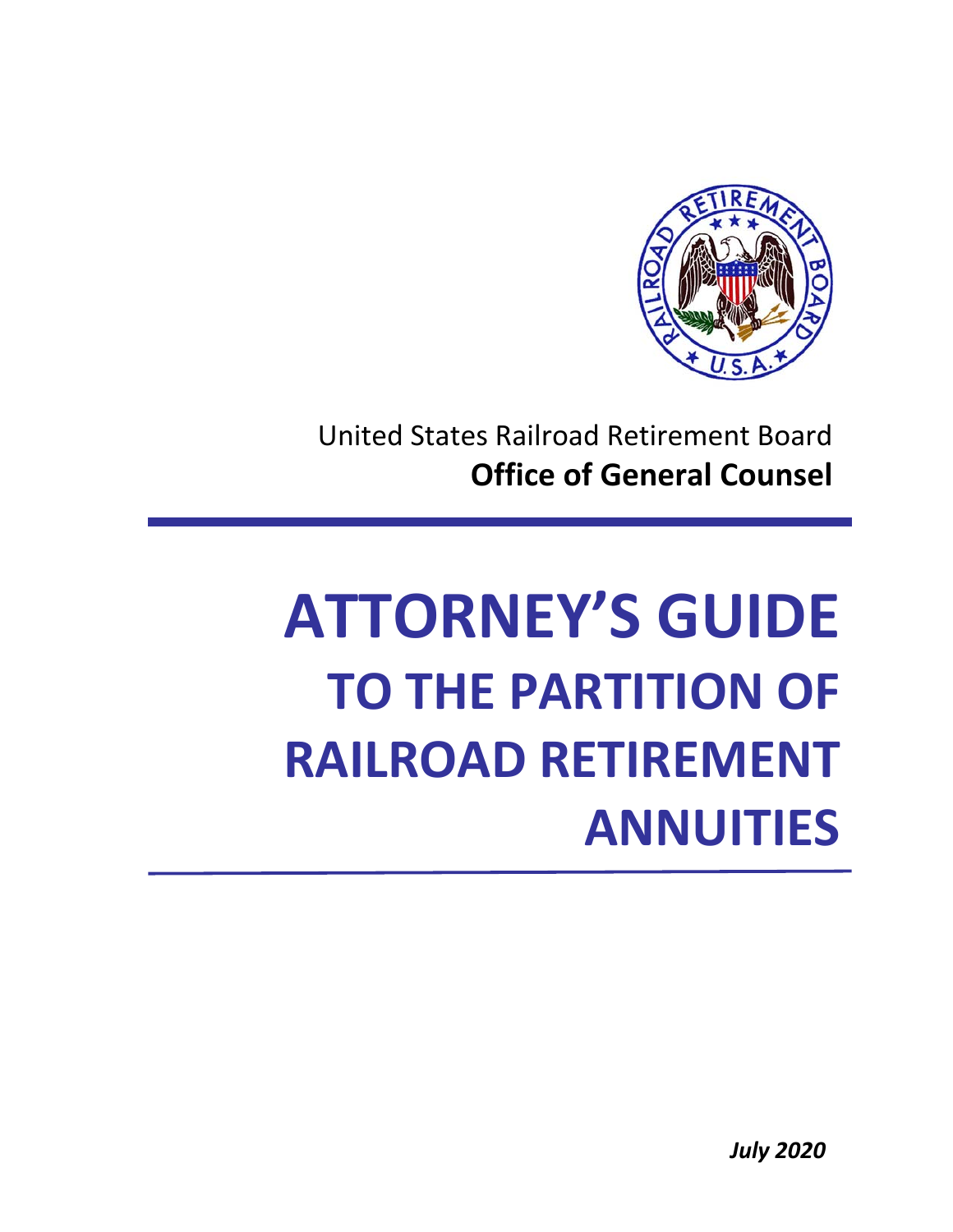United States Railroad Retirement Board

**Office of General Counsel**

# ATTORNEY'S GUIDE TO THE PARTITION OF RAILROAD RETIREMENT ANNUITIES

*July 2020*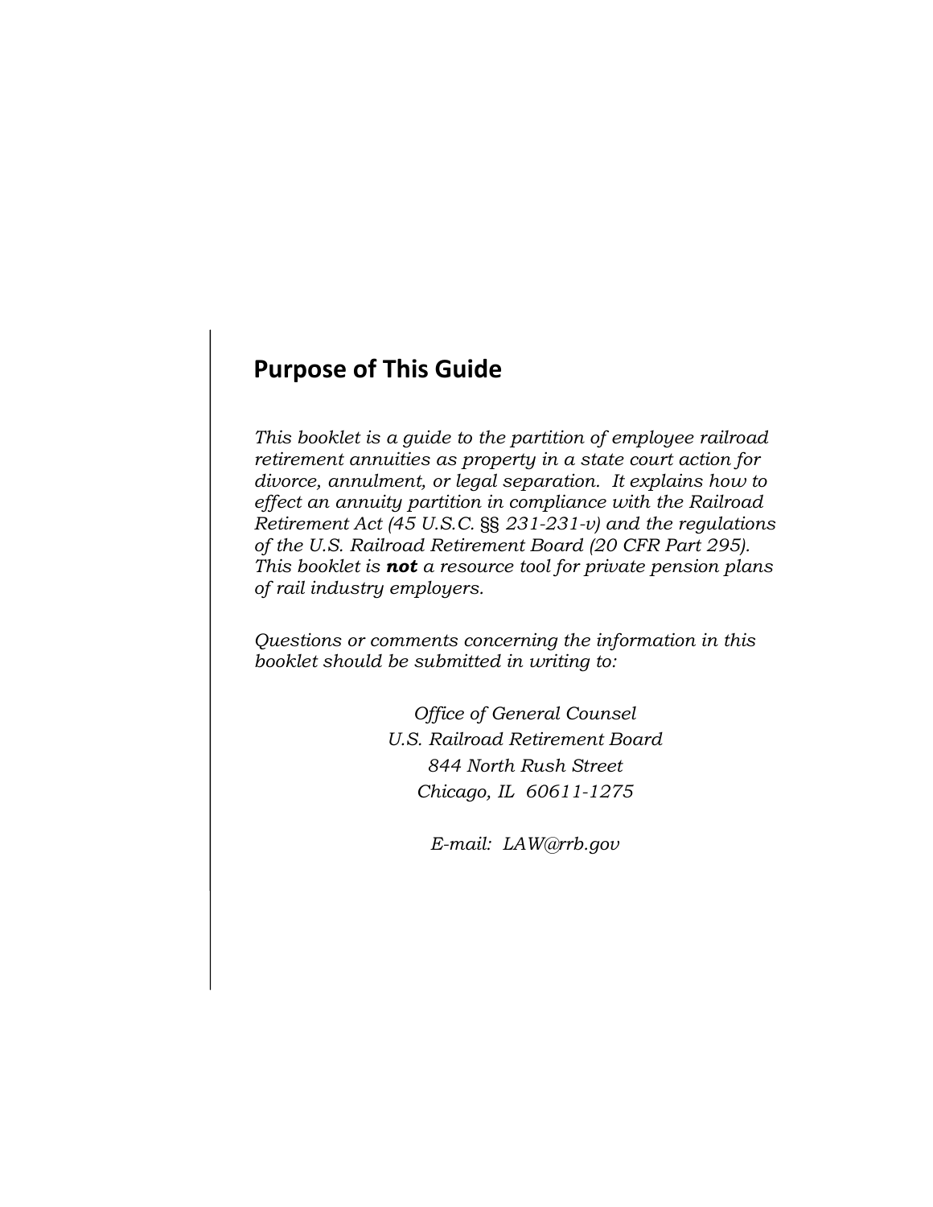## Purpose of This Guide

*This booklet is a guide to the partition of employee railroad retirement annuities as property in a state court action for divorce, annulment, or legal separation. It explains how to effect an annuity partition in compliance with the Railroad Retirement Act (45 U.S.C. §§ 231-231-v) and the regulations of the U.S. Railroad Retirement Board (20 CFR Part 295). This booklet is* ***not*** *a resource tool for private pension plans of rail industry employers.*

*Questions or comments concerning the information in this booklet should be submitted in writing to:*

*Office of General Counsel*
*U.S. Railroad Retirement Board*
*844 North Rush Street*
*Chicago, IL 60611-1275*

*E-mail: LAW@rrb.gov*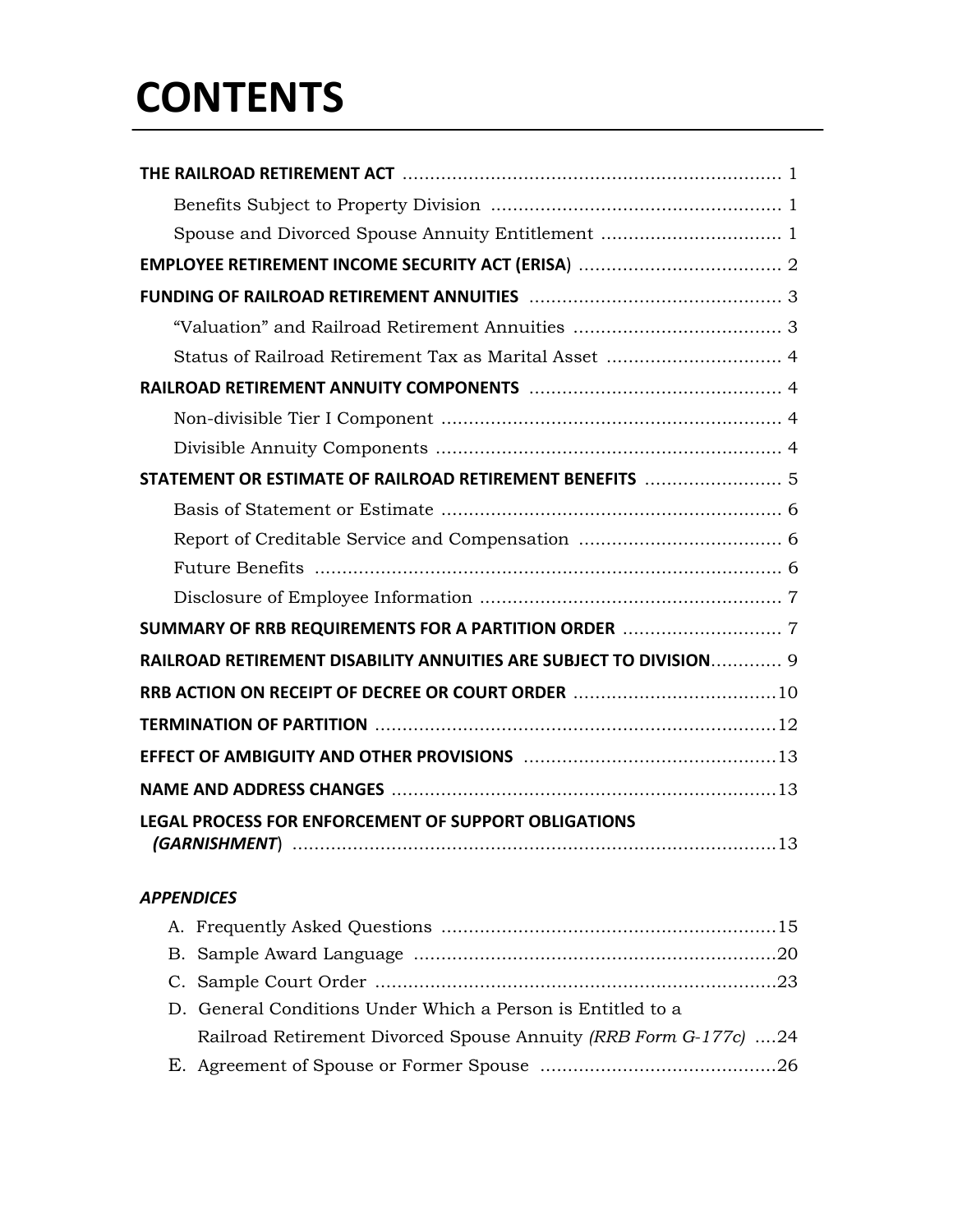# CONTENTS

**THE RAILROAD RETIREMENT ACT** ..................................................................... 1

Benefits Subject to Property Division ..................................................... 1

Spouse and Divorced Spouse Annuity Entitlement ................................ 1

**EMPLOYEE RETIREMENT INCOME SECURITY ACT (ERISA**) ..................................... 2

**FUNDING OF RAILROAD RETIREMENT ANNUITIES** .............................................. 3

"Valuation" and Railroad Retirement Annuities ...................................... 3

Status of Railroad Retirement Tax as Marital Asset ................................ 4

**RAILROAD RETIREMENT ANNUITY COMPONENTS** .............................................. 4

Non-divisible Tier I Component .............................................................. 4

Divisible Annuity Components ............................................................... 4

**STATEMENT OR ESTIMATE OF RAILROAD RETIREMENT BENEFITS** ......................... 5

Basis of Statement or Estimate .............................................................. 6

Report of Creditable Service and Compensation ..................................... 6

Future Benefits ..................................................................................... 6

Disclosure of Employee Information ....................................................... 7

**SUMMARY OF RRB REQUIREMENTS FOR A PARTITION ORDER** ............................. 7

**RAILROAD RETIREMENT DISABILITY ANNUITIES ARE SUBJECT TO DIVISION**............. 9

**RRB ACTION ON RECEIPT OF DECREE OR COURT ORDER** .....................................10

**TERMINATION OF PARTITION** .........................................................................12

**EFFECT OF AMBIGUITY AND OTHER PROVISIONS** ..............................................13

**NAME AND ADDRESS CHANGES** ......................................................................13

**LEGAL PROCESS FOR ENFORCEMENT OF SUPPORT OBLIGATIONS (*GARNISHMENT*)** ........................................................................................13

***APPENDICES***

A. Frequently Asked Questions .............................................................15

B. Sample Award Language ..................................................................20

C. Sample Court Order .........................................................................23

D. General Conditions Under Which a Person is Entitled to a Railroad Retirement Divorced Spouse Annuity *(RRB Form G-177c)* ....24

E. Agreement of Spouse or Former Spouse ...........................................26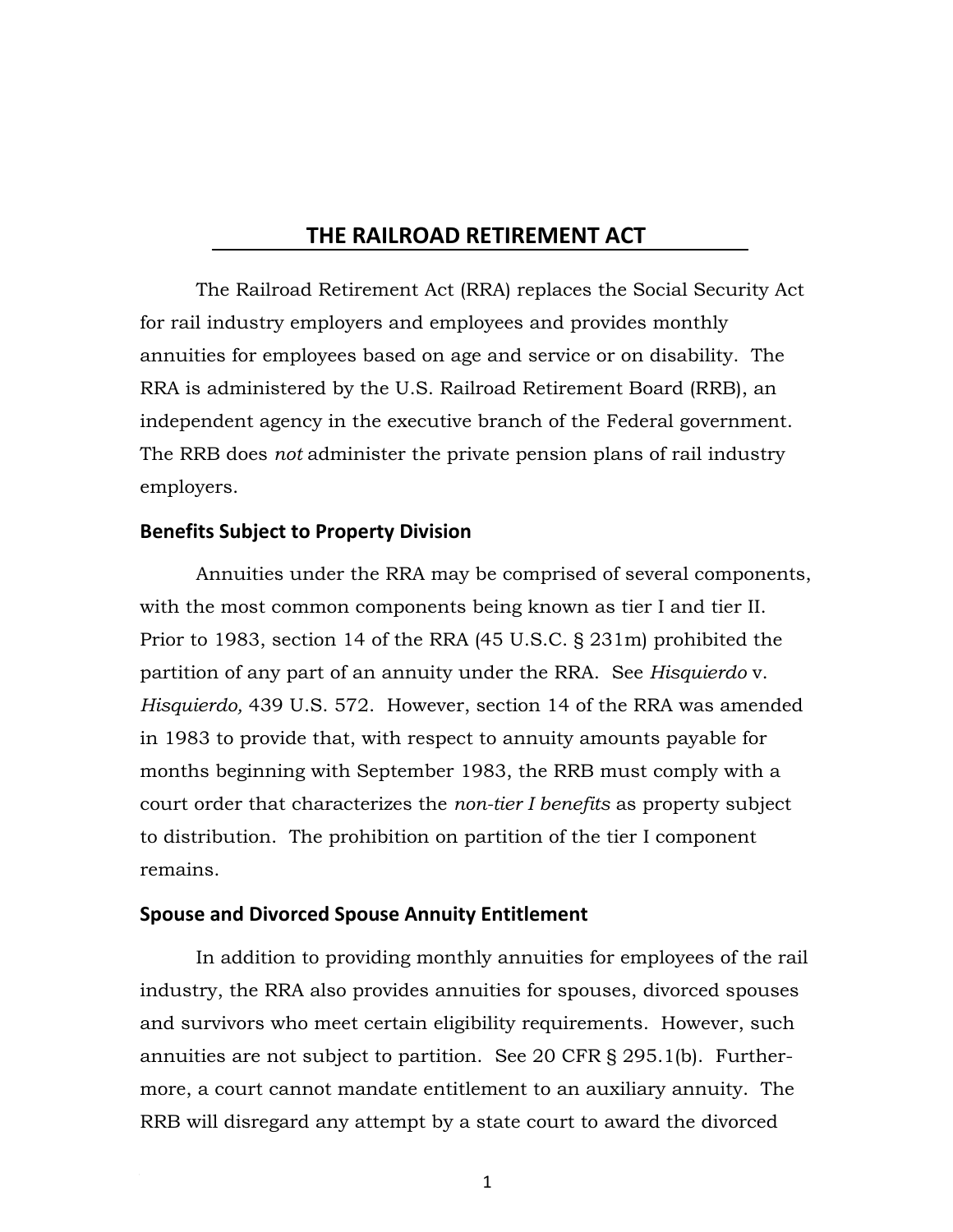# THE RAILROAD RETIREMENT ACT

The Railroad Retirement Act (RRA) replaces the Social Security Act for rail industry employers and employees and provides monthly annuities for employees based on age and service or on disability. The RRA is administered by the U.S. Railroad Retirement Board (RRB), an independent agency in the executive branch of the Federal government. The RRB does *not* administer the private pension plans of rail industry employers.

## Benefits Subject to Property Division

Annuities under the RRA may be comprised of several components, with the most common components being known as tier I and tier II. Prior to 1983, section 14 of the RRA (45 U.S.C. § 231m) prohibited the partition of any part of an annuity under the RRA. See *Hisquierdo* v. *Hisquierdo,* 439 U.S. 572. However, section 14 of the RRA was amended in 1983 to provide that, with respect to annuity amounts payable for months beginning with September 1983, the RRB must comply with a court order that characterizes the *non-tier I benefits* as property subject to distribution. The prohibition on partition of the tier I component remains.

## Spouse and Divorced Spouse Annuity Entitlement

In addition to providing monthly annuities for employees of the rail industry, the RRA also provides annuities for spouses, divorced spouses and survivors who meet certain eligibility requirements. However, such annuities are not subject to partition. See 20 CFR § 295.1(b). Furthermore, a court cannot mandate entitlement to an auxiliary annuity. The RRB will disregard any attempt by a state court to award the divorced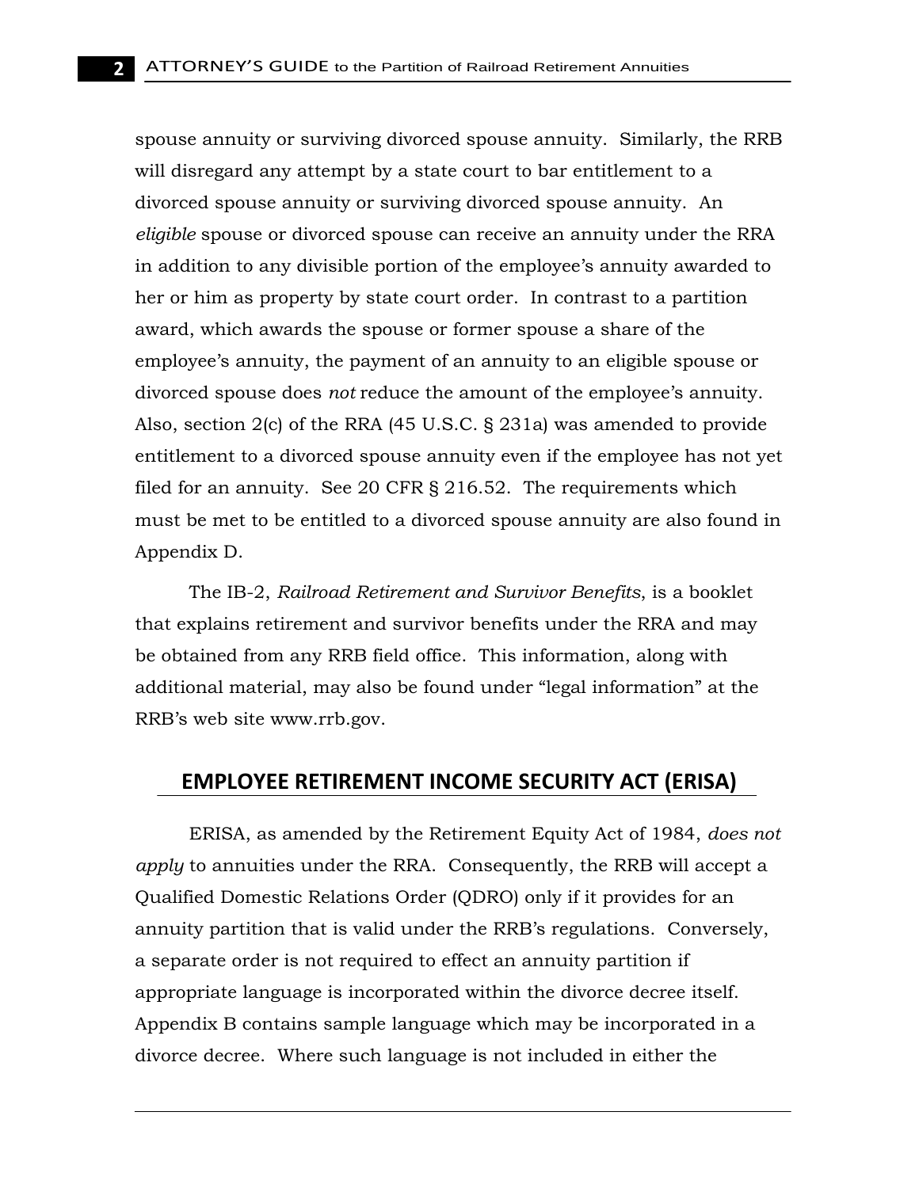spouse annuity or surviving divorced spouse annuity. Similarly, the RRB will disregard any attempt by a state court to bar entitlement to a divorced spouse annuity or surviving divorced spouse annuity. An *eligible* spouse or divorced spouse can receive an annuity under the RRA in addition to any divisible portion of the employee's annuity awarded to her or him as property by state court order. In contrast to a partition award, which awards the spouse or former spouse a share of the employee's annuity, the payment of an annuity to an eligible spouse or divorced spouse does *not* reduce the amount of the employee's annuity. Also, section 2(c) of the RRA (45 U.S.C. § 231a) was amended to provide entitlement to a divorced spouse annuity even if the employee has not yet filed for an annuity. See 20 CFR § 216.52. The requirements which must be met to be entitled to a divorced spouse annuity are also found in Appendix D.

The IB-2, *Railroad Retirement and Survivor Benefits*, is a booklet that explains retirement and survivor benefits under the RRA and may be obtained from any RRB field office. This information, along with additional material, may also be found under "legal information" at the RRB's web site www.rrb.gov.

## EMPLOYEE RETIREMENT INCOME SECURITY ACT (ERISA)

ERISA, as amended by the Retirement Equity Act of 1984, *does not apply* to annuities under the RRA. Consequently, the RRB will accept a Qualified Domestic Relations Order (QDRO) only if it provides for an annuity partition that is valid under the RRB's regulations. Conversely, a separate order is not required to effect an annuity partition if appropriate language is incorporated within the divorce decree itself. Appendix B contains sample language which may be incorporated in a divorce decree. Where such language is not included in either the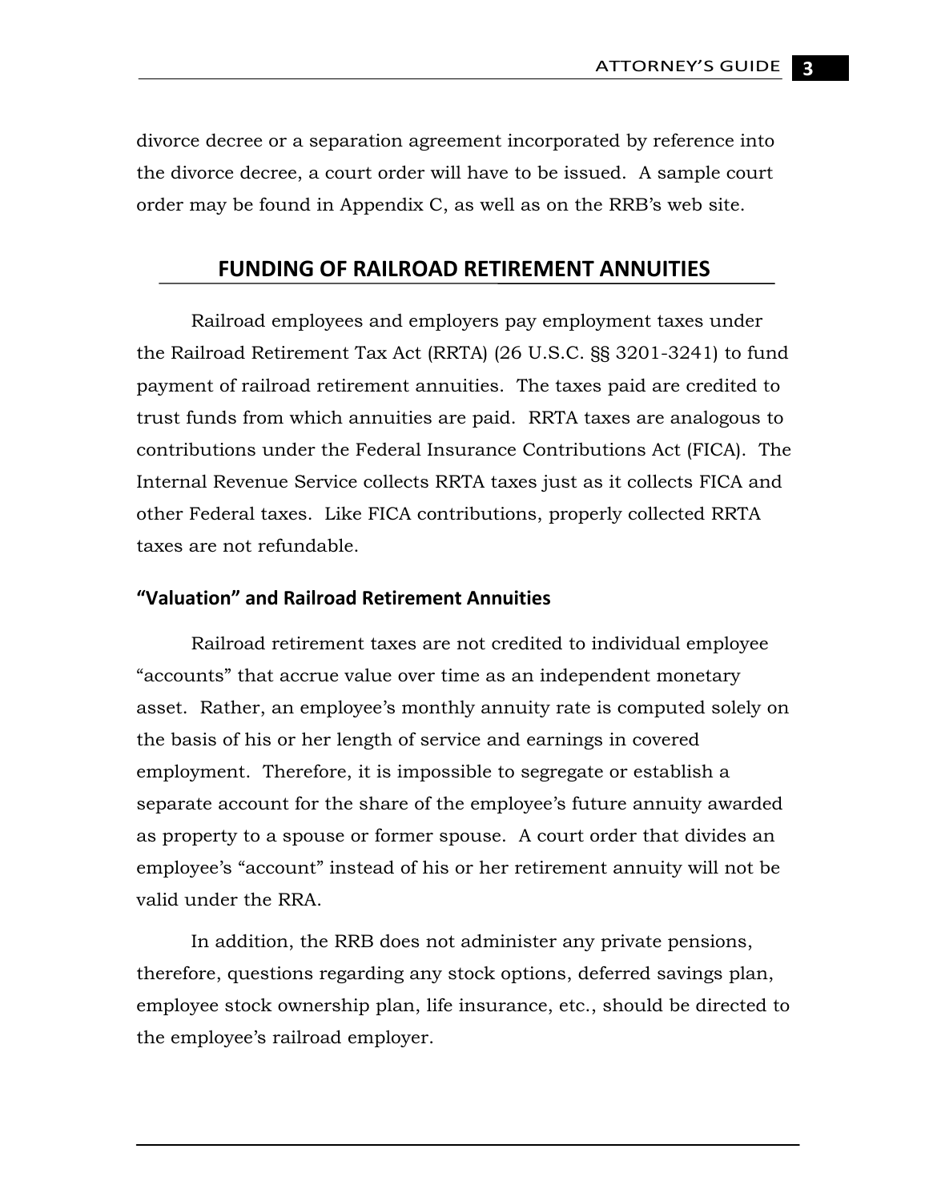divorce decree or a separation agreement incorporated by reference into the divorce decree, a court order will have to be issued. A sample court order may be found in Appendix C, as well as on the RRB's web site.

## FUNDING OF RAILROAD RETIREMENT ANNUITIES

Railroad employees and employers pay employment taxes under the Railroad Retirement Tax Act (RRTA) (26 U.S.C. §§ 3201-3241) to fund payment of railroad retirement annuities. The taxes paid are credited to trust funds from which annuities are paid. RRTA taxes are analogous to contributions under the Federal Insurance Contributions Act (FICA). The Internal Revenue Service collects RRTA taxes just as it collects FICA and other Federal taxes. Like FICA contributions, properly collected RRTA taxes are not refundable.

### "Valuation" and Railroad Retirement Annuities

Railroad retirement taxes are not credited to individual employee "accounts" that accrue value over time as an independent monetary asset. Rather, an employee's monthly annuity rate is computed solely on the basis of his or her length of service and earnings in covered employment. Therefore, it is impossible to segregate or establish a separate account for the share of the employee's future annuity awarded as property to a spouse or former spouse. A court order that divides an employee's "account" instead of his or her retirement annuity will not be valid under the RRA.

In addition, the RRB does not administer any private pensions, therefore, questions regarding any stock options, deferred savings plan, employee stock ownership plan, life insurance, etc., should be directed to the employee's railroad employer.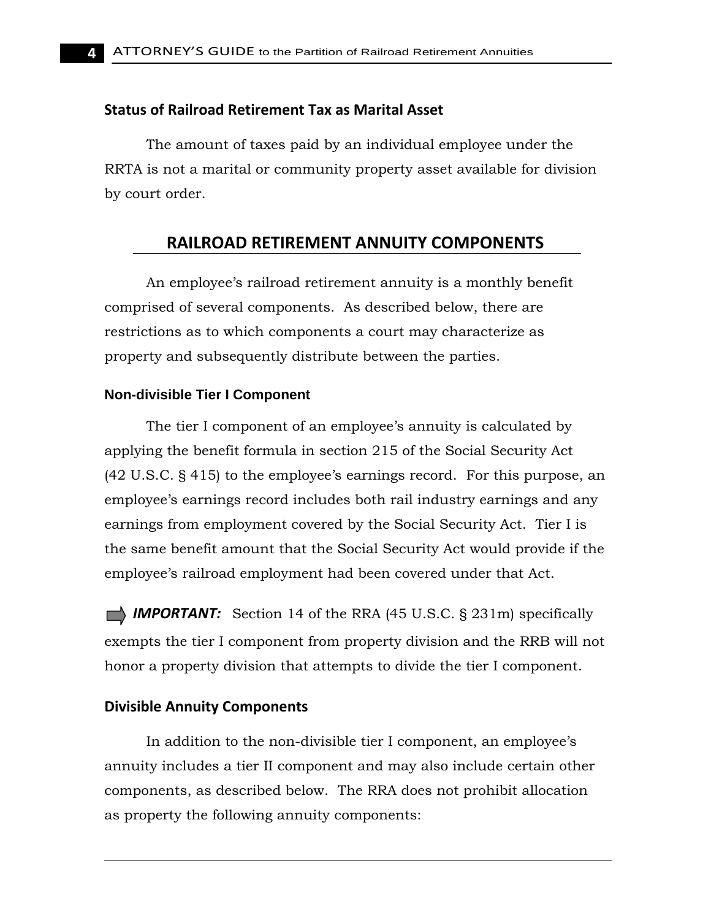### Status of Railroad Retirement Tax as Marital Asset

The amount of taxes paid by an individual employee under the RRTA is not a marital or community property asset available for division by court order.

## RAILROAD RETIREMENT ANNUITY COMPONENTS

An employee's railroad retirement annuity is a monthly benefit comprised of several components. As described below, there are restrictions as to which components a court may characterize as property and subsequently distribute between the parties.

### Non-divisible Tier I Component

The tier I component of an employee's annuity is calculated by applying the benefit formula in section 215 of the Social Security Act (42 U.S.C. § 415) to the employee's earnings record. For this purpose, an employee's earnings record includes both rail industry earnings and any earnings from employment covered by the Social Security Act. Tier I is the same benefit amount that the Social Security Act would provide if the employee's railroad employment had been covered under that Act.

➡ ***IMPORTANT:*** Section 14 of the RRA (45 U.S.C. § 231m) specifically exempts the tier I component from property division and the RRB will not honor a property division that attempts to divide the tier I component.

### Divisible Annuity Components

In addition to the non-divisible tier I component, an employee's annuity includes a tier II component and may also include certain other components, as described below. The RRA does not prohibit allocation as property the following annuity components: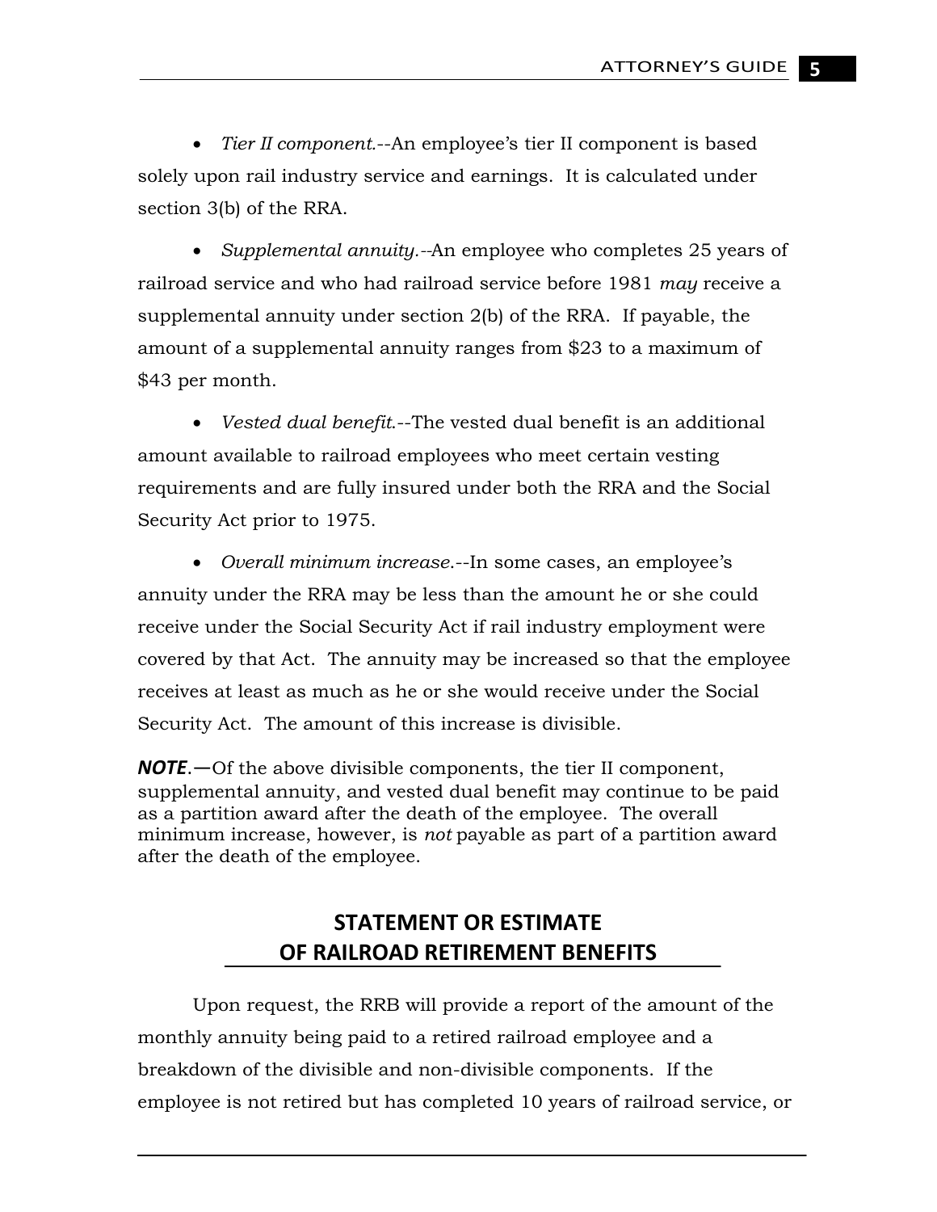- *Tier II component.*--An employee's tier II component is based solely upon rail industry service and earnings. It is calculated under section 3(b) of the RRA.

- *Supplemental annuity.*--An employee who completes 25 years of railroad service and who had railroad service before 1981 *may* receive a supplemental annuity under section 2(b) of the RRA. If payable, the amount of a supplemental annuity ranges from $23 to a maximum of $43 per month.

- *Vested dual benefit.*--The vested dual benefit is an additional amount available to railroad employees who meet certain vesting requirements and are fully insured under both the RRA and the Social Security Act prior to 1975.

- *Overall minimum increase.*--In some cases, an employee's annuity under the RRA may be less than the amount he or she could receive under the Social Security Act if rail industry employment were covered by that Act. The annuity may be increased so that the employee receives at least as much as he or she would receive under the Social Security Act. The amount of this increase is divisible.

***NOTE*.—**Of the above divisible components, the tier II component, supplemental annuity, and vested dual benefit may continue to be paid as a partition award after the death of the employee. The overall minimum increase, however, is *not* payable as part of a partition award after the death of the employee.

## STATEMENT OR ESTIMATE OF RAILROAD RETIREMENT BENEFITS

Upon request, the RRB will provide a report of the amount of the monthly annuity being paid to a retired railroad employee and a breakdown of the divisible and non-divisible components. If the employee is not retired but has completed 10 years of railroad service, or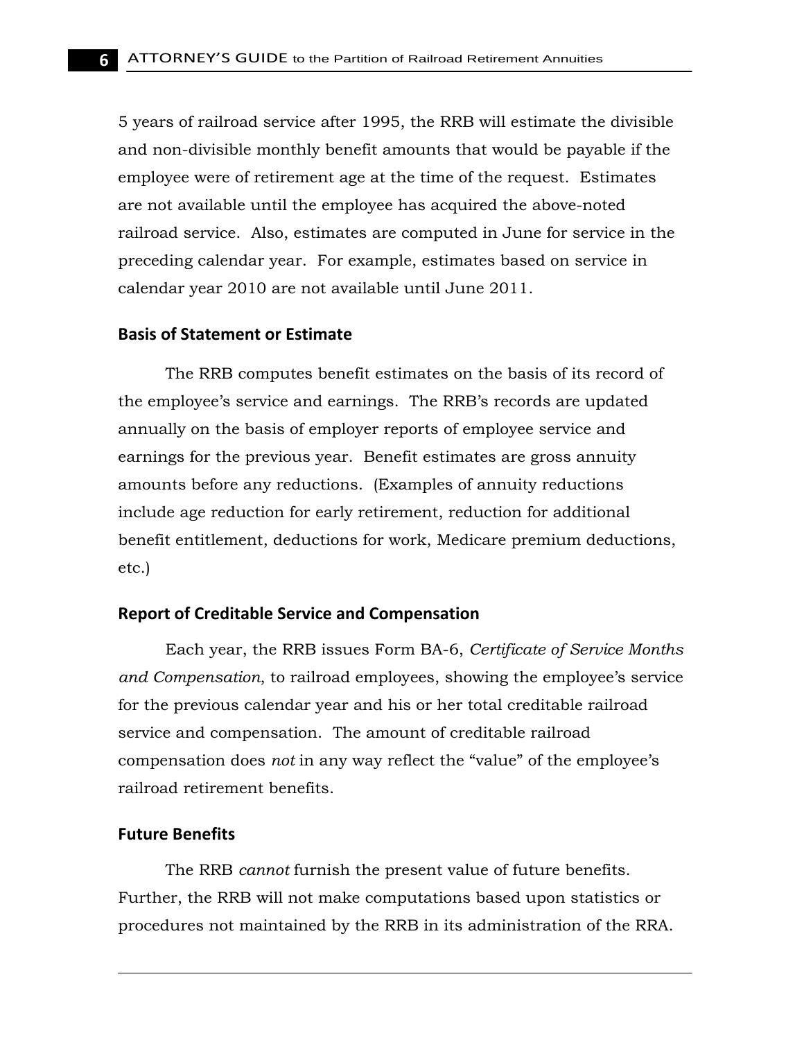5 years of railroad service after 1995, the RRB will estimate the divisible and non-divisible monthly benefit amounts that would be payable if the employee were of retirement age at the time of the request. Estimates are not available until the employee has acquired the above-noted railroad service. Also, estimates are computed in June for service in the preceding calendar year. For example, estimates based on service in calendar year 2010 are not available until June 2011.

### Basis of Statement or Estimate

The RRB computes benefit estimates on the basis of its record of the employee's service and earnings. The RRB's records are updated annually on the basis of employer reports of employee service and earnings for the previous year. Benefit estimates are gross annuity amounts before any reductions. (Examples of annuity reductions include age reduction for early retirement, reduction for additional benefit entitlement, deductions for work, Medicare premium deductions, etc.)

### Report of Creditable Service and Compensation

Each year, the RRB issues Form BA-6, *Certificate of Service Months and Compensation*, to railroad employees, showing the employee's service for the previous calendar year and his or her total creditable railroad service and compensation. The amount of creditable railroad compensation does *not* in any way reflect the "value" of the employee's railroad retirement benefits.

### Future Benefits

The RRB *cannot* furnish the present value of future benefits. Further, the RRB will not make computations based upon statistics or procedures not maintained by the RRB in its administration of the RRA.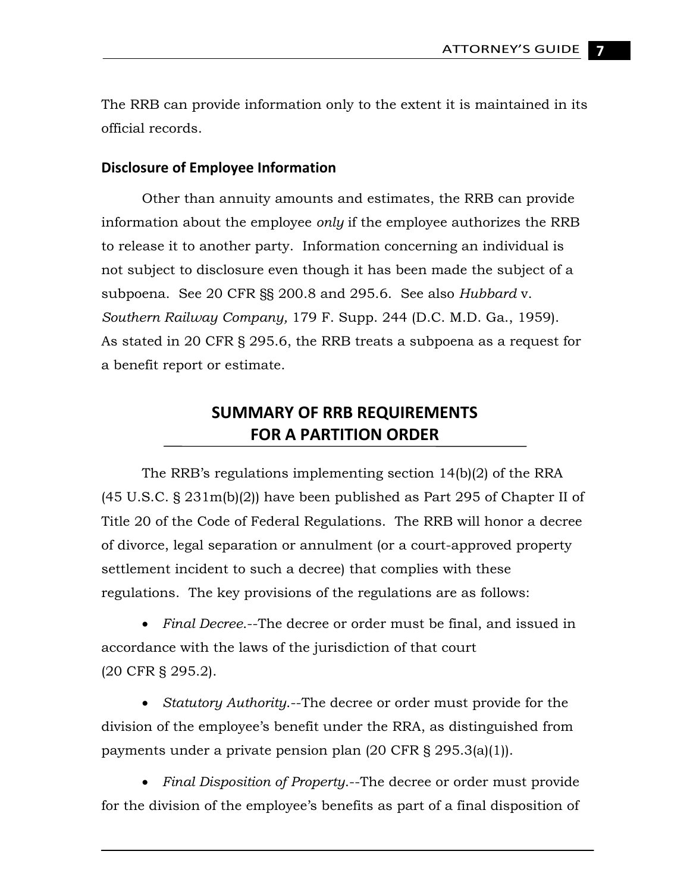The RRB can provide information only to the extent it is maintained in its official records.

### Disclosure of Employee Information

Other than annuity amounts and estimates, the RRB can provide information about the employee *only* if the employee authorizes the RRB to release it to another party. Information concerning an individual is not subject to disclosure even though it has been made the subject of a subpoena. See 20 CFR §§ 200.8 and 295.6. See also *Hubbard* v. *Southern Railway Company,* 179 F. Supp. 244 (D.C. M.D. Ga., 1959). As stated in 20 CFR § 295.6, the RRB treats a subpoena as a request for a benefit report or estimate.

## SUMMARY OF RRB REQUIREMENTS FOR A PARTITION ORDER

The RRB's regulations implementing section 14(b)(2) of the RRA (45 U.S.C. § 231m(b)(2)) have been published as Part 295 of Chapter II of Title 20 of the Code of Federal Regulations. The RRB will honor a decree of divorce, legal separation or annulment (or a court-approved property settlement incident to such a decree) that complies with these regulations. The key provisions of the regulations are as follows:

- *Final Decree.*--The decree or order must be final, and issued in accordance with the laws of the jurisdiction of that court (20 CFR § 295.2).

- *Statutory Authority.*--The decree or order must provide for the division of the employee's benefit under the RRA, as distinguished from payments under a private pension plan (20 CFR § 295.3(a)(1)).

- *Final Disposition of Property.*--The decree or order must provide for the division of the employee's benefits as part of a final disposition of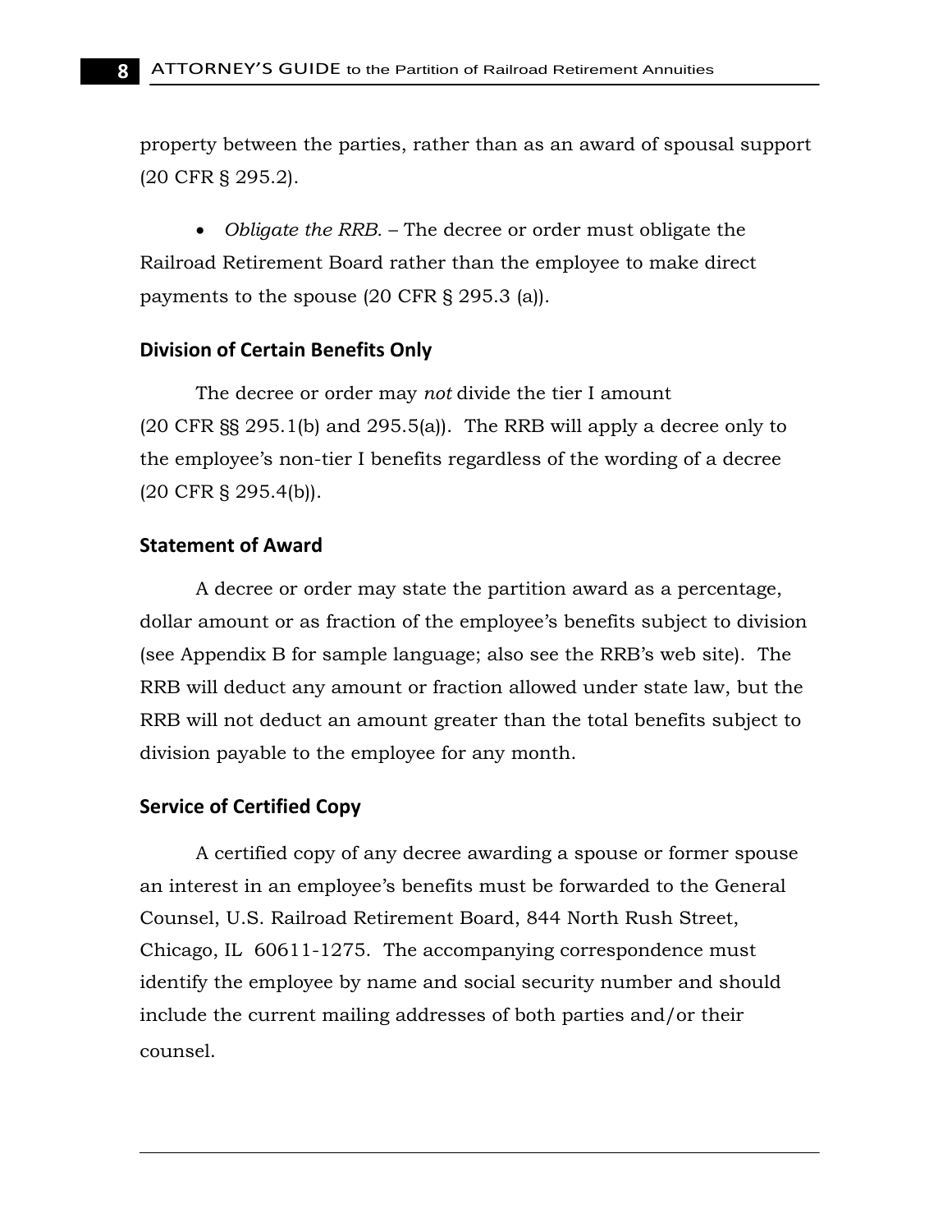property between the parties, rather than as an award of spousal support (20 CFR § 295.2).

- *Obligate the RRB.* – The decree or order must obligate the Railroad Retirement Board rather than the employee to make direct payments to the spouse (20 CFR § 295.3 (a)).

### Division of Certain Benefits Only

The decree or order may *not* divide the tier I amount (20 CFR §§ 295.1(b) and 295.5(a)). The RRB will apply a decree only to the employee's non-tier I benefits regardless of the wording of a decree (20 CFR § 295.4(b)).

### Statement of Award

A decree or order may state the partition award as a percentage, dollar amount or as fraction of the employee's benefits subject to division (see Appendix B for sample language; also see the RRB's web site). The RRB will deduct any amount or fraction allowed under state law, but the RRB will not deduct an amount greater than the total benefits subject to division payable to the employee for any month.

### Service of Certified Copy

A certified copy of any decree awarding a spouse or former spouse an interest in an employee's benefits must be forwarded to the General Counsel, U.S. Railroad Retirement Board, 844 North Rush Street, Chicago, IL 60611-1275. The accompanying correspondence must identify the employee by name and social security number and should include the current mailing addresses of both parties and/or their counsel.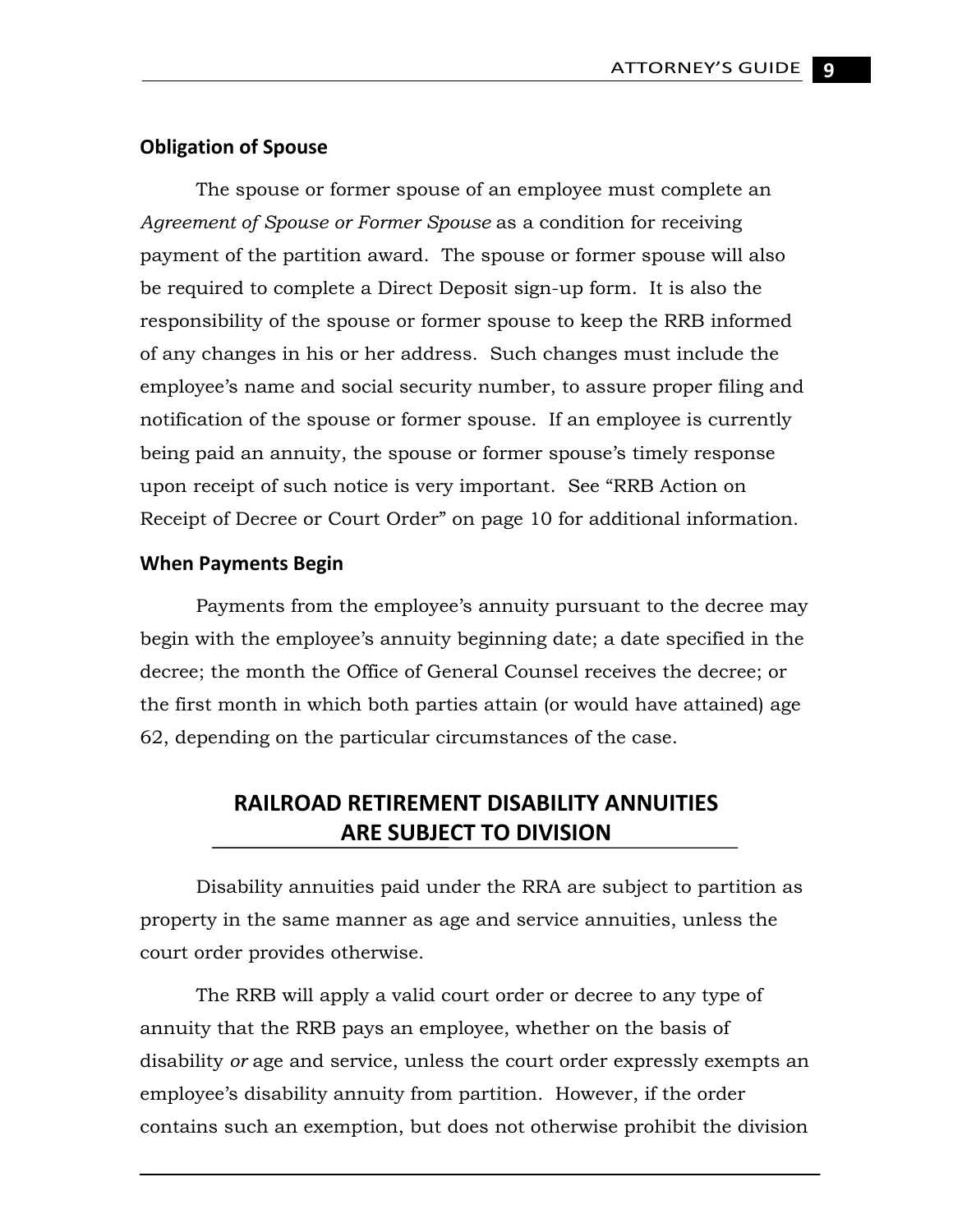### Obligation of Spouse

The spouse or former spouse of an employee must complete an *Agreement of Spouse or Former Spouse* as a condition for receiving payment of the partition award. The spouse or former spouse will also be required to complete a Direct Deposit sign-up form. It is also the responsibility of the spouse or former spouse to keep the RRB informed of any changes in his or her address. Such changes must include the employee's name and social security number, to assure proper filing and notification of the spouse or former spouse. If an employee is currently being paid an annuity, the spouse or former spouse's timely response upon receipt of such notice is very important. See "RRB Action on Receipt of Decree or Court Order" on page 10 for additional information.

### When Payments Begin

Payments from the employee's annuity pursuant to the decree may begin with the employee's annuity beginning date; a date specified in the decree; the month the Office of General Counsel receives the decree; or the first month in which both parties attain (or would have attained) age 62, depending on the particular circumstances of the case.

## RAILROAD RETIREMENT DISABILITY ANNUITIES ARE SUBJECT TO DIVISION

Disability annuities paid under the RRA are subject to partition as property in the same manner as age and service annuities, unless the court order provides otherwise.

The RRB will apply a valid court order or decree to any type of annuity that the RRB pays an employee, whether on the basis of disability *or* age and service, unless the court order expressly exempts an employee's disability annuity from partition. However, if the order contains such an exemption, but does not otherwise prohibit the division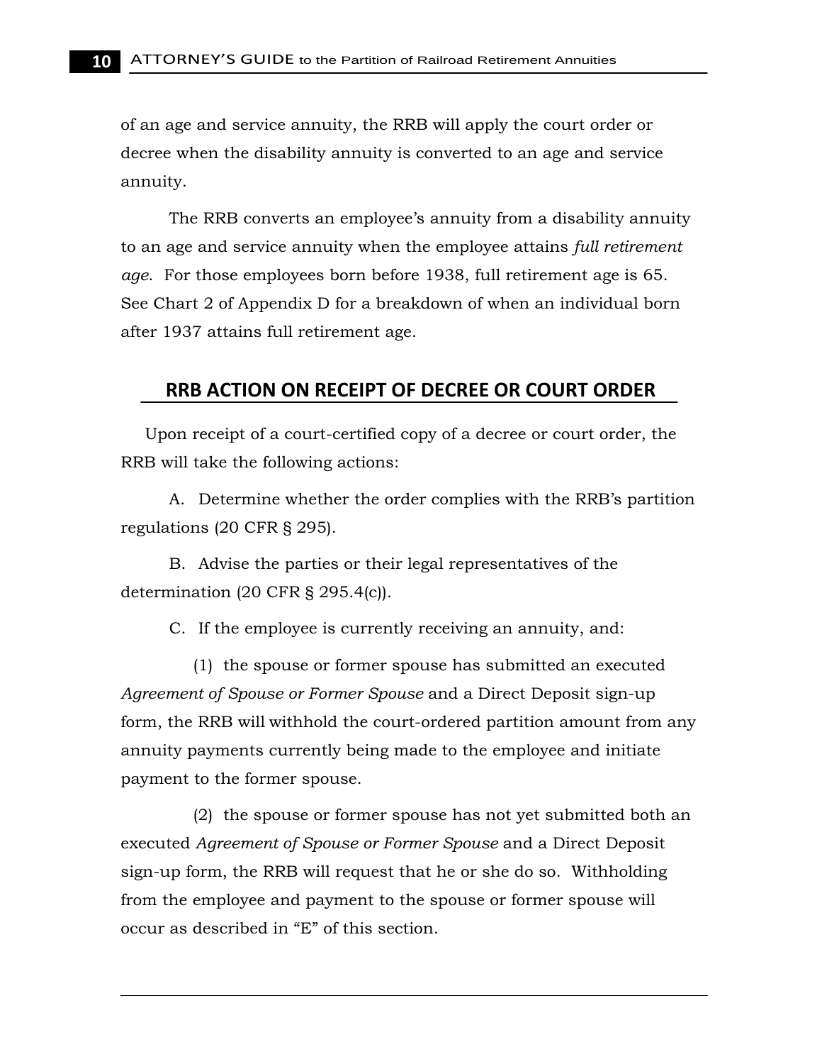of an age and service annuity, the RRB will apply the court order or decree when the disability annuity is converted to an age and service annuity.

The RRB converts an employee's annuity from a disability annuity to an age and service annuity when the employee attains *full retirement age*. For those employees born before 1938, full retirement age is 65. See Chart 2 of Appendix D for a breakdown of when an individual born after 1937 attains full retirement age.

## RRB ACTION ON RECEIPT OF DECREE OR COURT ORDER

Upon receipt of a court-certified copy of a decree or court order, the RRB will take the following actions:

A. Determine whether the order complies with the RRB's partition regulations (20 CFR § 295).

B. Advise the parties or their legal representatives of the determination (20 CFR § 295.4(c)).

C. If the employee is currently receiving an annuity, and:

(1) the spouse or former spouse has submitted an executed *Agreement of Spouse or Former Spouse* and a Direct Deposit sign-up form, the RRB will withhold the court-ordered partition amount from any annuity payments currently being made to the employee and initiate payment to the former spouse.

(2) the spouse or former spouse has not yet submitted both an executed *Agreement of Spouse or Former Spouse* and a Direct Deposit sign-up form, the RRB will request that he or she do so. Withholding from the employee and payment to the spouse or former spouse will occur as described in "E" of this section.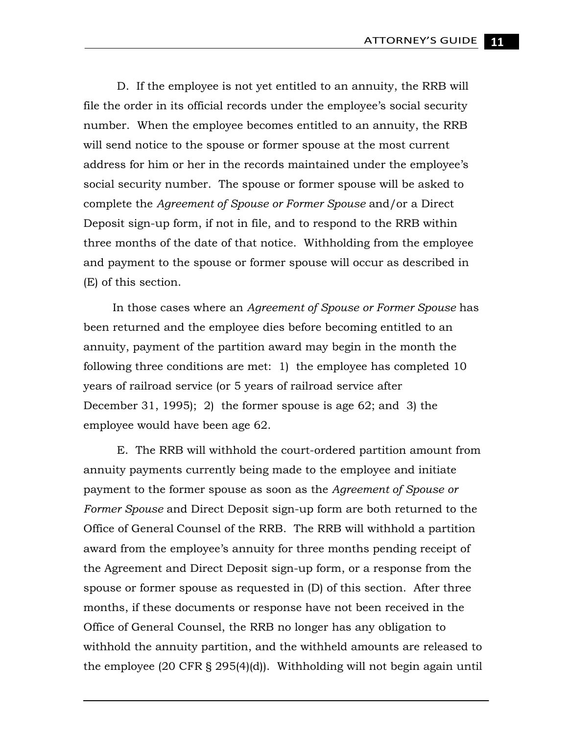D. If the employee is not yet entitled to an annuity, the RRB will file the order in its official records under the employee's social security number. When the employee becomes entitled to an annuity, the RRB will send notice to the spouse or former spouse at the most current address for him or her in the records maintained under the employee's social security number. The spouse or former spouse will be asked to complete the *Agreement of Spouse or Former Spouse* and/or a Direct Deposit sign-up form, if not in file, and to respond to the RRB within three months of the date of that notice. Withholding from the employee and payment to the spouse or former spouse will occur as described in (E) of this section.

In those cases where an *Agreement of Spouse or Former Spouse* has been returned and the employee dies before becoming entitled to an annuity, payment of the partition award may begin in the month the following three conditions are met: 1) the employee has completed 10 years of railroad service (or 5 years of railroad service after December 31, 1995); 2) the former spouse is age 62; and 3) the employee would have been age 62.

E. The RRB will withhold the court-ordered partition amount from annuity payments currently being made to the employee and initiate payment to the former spouse as soon as the *Agreement of Spouse or Former Spouse* and Direct Deposit sign-up form are both returned to the Office of General Counsel of the RRB. The RRB will withhold a partition award from the employee's annuity for three months pending receipt of the Agreement and Direct Deposit sign-up form, or a response from the spouse or former spouse as requested in (D) of this section. After three months, if these documents or response have not been received in the Office of General Counsel, the RRB no longer has any obligation to withhold the annuity partition, and the withheld amounts are released to the employee (20 CFR § 295(4)(d)). Withholding will not begin again until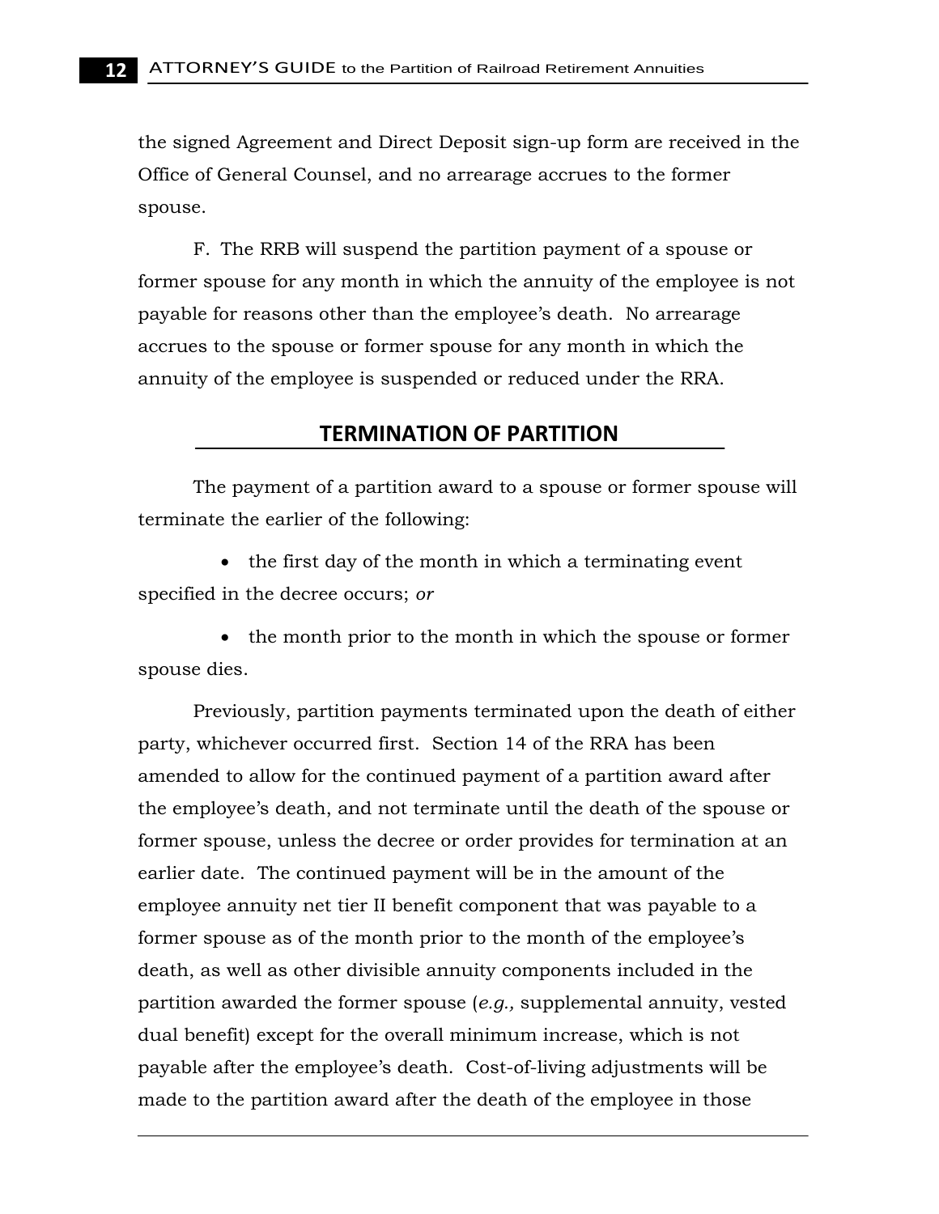the signed Agreement and Direct Deposit sign-up form are received in the Office of General Counsel, and no arrearage accrues to the former spouse.

F. The RRB will suspend the partition payment of a spouse or former spouse for any month in which the annuity of the employee is not payable for reasons other than the employee's death. No arrearage accrues to the spouse or former spouse for any month in which the annuity of the employee is suspended or reduced under the RRA.

## TERMINATION OF PARTITION

The payment of a partition award to a spouse or former spouse will terminate the earlier of the following:

- the first day of the month in which a terminating event specified in the decree occurs; *or*
- the month prior to the month in which the spouse or former spouse dies.

Previously, partition payments terminated upon the death of either party, whichever occurred first. Section 14 of the RRA has been amended to allow for the continued payment of a partition award after the employee's death, and not terminate until the death of the spouse or former spouse, unless the decree or order provides for termination at an earlier date. The continued payment will be in the amount of the employee annuity net tier II benefit component that was payable to a former spouse as of the month prior to the month of the employee's death, as well as other divisible annuity components included in the partition awarded the former spouse (*e.g.,* supplemental annuity, vested dual benefit) except for the overall minimum increase, which is not payable after the employee's death. Cost-of-living adjustments will be made to the partition award after the death of the employee in those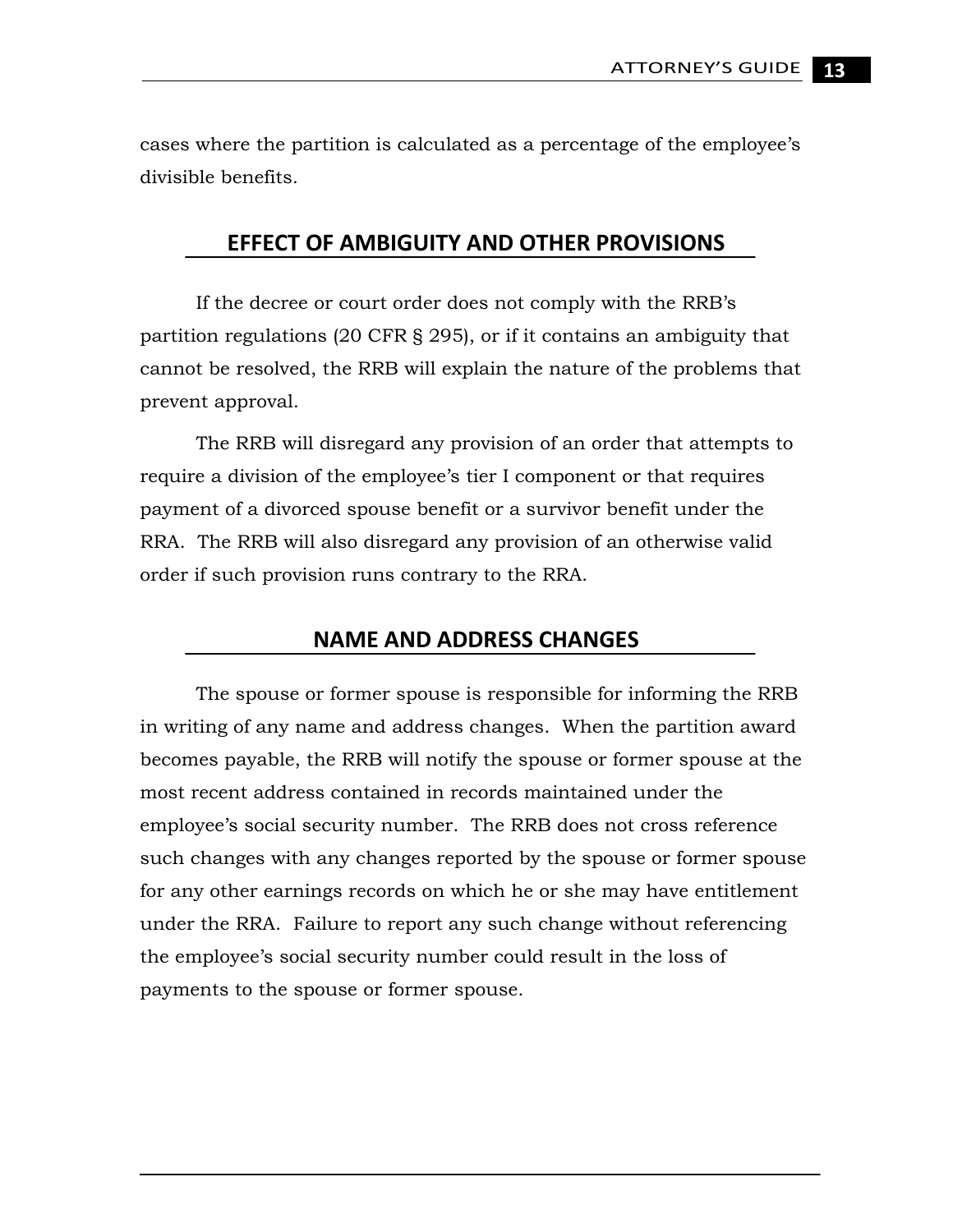cases where the partition is calculated as a percentage of the employee's divisible benefits.

## EFFECT OF AMBIGUITY AND OTHER PROVISIONS

If the decree or court order does not comply with the RRB's partition regulations (20 CFR § 295), or if it contains an ambiguity that cannot be resolved, the RRB will explain the nature of the problems that prevent approval.

The RRB will disregard any provision of an order that attempts to require a division of the employee's tier I component or that requires payment of a divorced spouse benefit or a survivor benefit under the RRA. The RRB will also disregard any provision of an otherwise valid order if such provision runs contrary to the RRA.

## NAME AND ADDRESS CHANGES

The spouse or former spouse is responsible for informing the RRB in writing of any name and address changes. When the partition award becomes payable, the RRB will notify the spouse or former spouse at the most recent address contained in records maintained under the employee's social security number. The RRB does not cross reference such changes with any changes reported by the spouse or former spouse for any other earnings records on which he or she may have entitlement under the RRA. Failure to report any such change without referencing the employee's social security number could result in the loss of payments to the spouse or former spouse.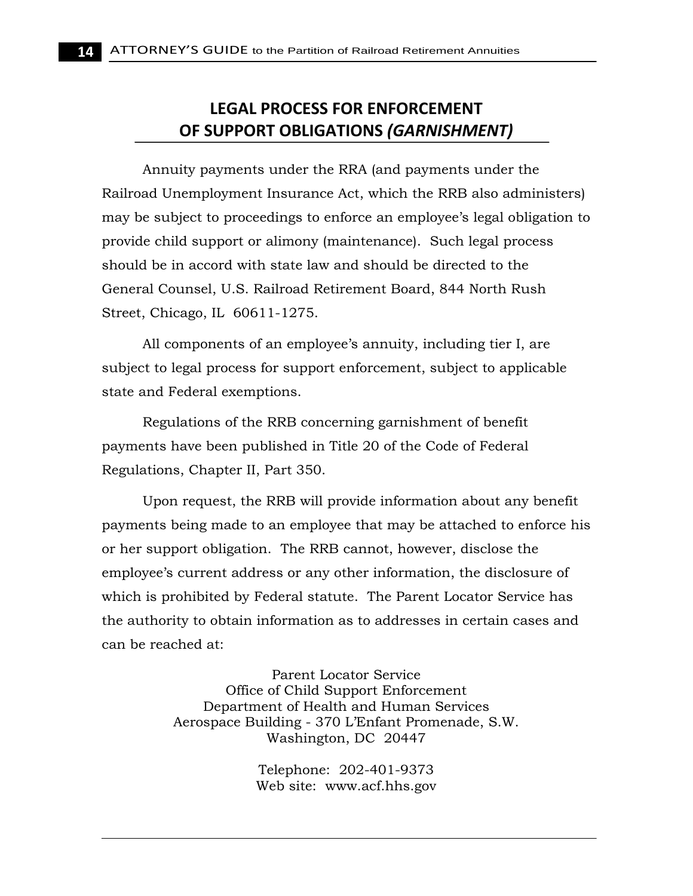## LEGAL PROCESS FOR ENFORCEMENT OF SUPPORT OBLIGATIONS *(GARNISHMENT)*

Annuity payments under the RRA (and payments under the Railroad Unemployment Insurance Act, which the RRB also administers) may be subject to proceedings to enforce an employee's legal obligation to provide child support or alimony (maintenance). Such legal process should be in accord with state law and should be directed to the General Counsel, U.S. Railroad Retirement Board, 844 North Rush Street, Chicago, IL 60611-1275.

All components of an employee's annuity, including tier I, are subject to legal process for support enforcement, subject to applicable state and Federal exemptions.

Regulations of the RRB concerning garnishment of benefit payments have been published in Title 20 of the Code of Federal Regulations, Chapter II, Part 350.

Upon request, the RRB will provide information about any benefit payments being made to an employee that may be attached to enforce his or her support obligation. The RRB cannot, however, disclose the employee's current address or any other information, the disclosure of which is prohibited by Federal statute. The Parent Locator Service has the authority to obtain information as to addresses in certain cases and can be reached at:

Parent Locator Service
Office of Child Support Enforcement
Department of Health and Human Services
Aerospace Building - 370 L'Enfant Promenade, S.W.
Washington, DC 20447

Telephone: 202-401-9373
Web site: www.acf.hhs.gov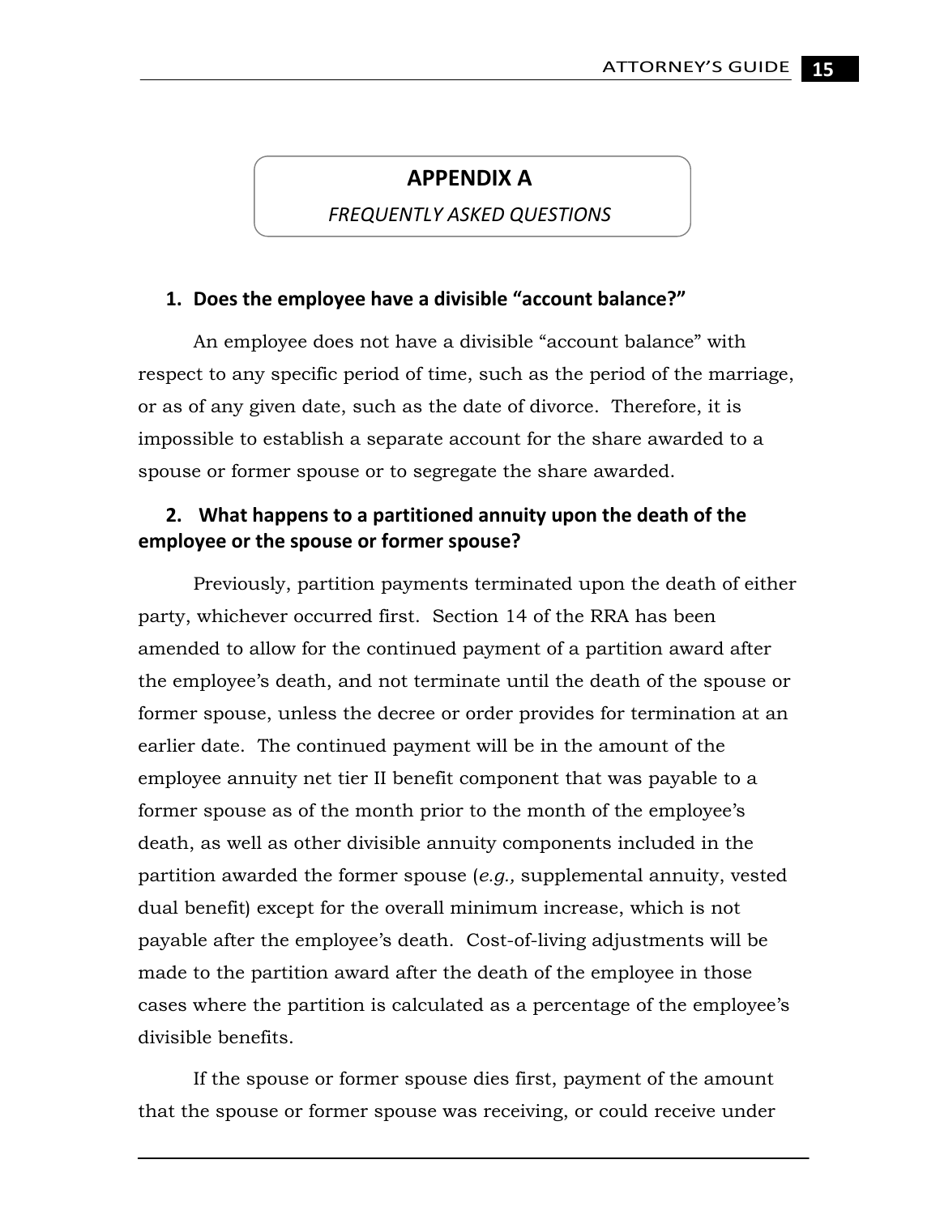# APPENDIX A

*FREQUENTLY ASKED QUESTIONS*

### 1. Does the employee have a divisible "account balance?"

An employee does not have a divisible "account balance" with respect to any specific period of time, such as the period of the marriage, or as of any given date, such as the date of divorce. Therefore, it is impossible to establish a separate account for the share awarded to a spouse or former spouse or to segregate the share awarded.

### 2. What happens to a partitioned annuity upon the death of the employee or the spouse or former spouse?

Previously, partition payments terminated upon the death of either party, whichever occurred first. Section 14 of the RRA has been amended to allow for the continued payment of a partition award after the employee's death, and not terminate until the death of the spouse or former spouse, unless the decree or order provides for termination at an earlier date. The continued payment will be in the amount of the employee annuity net tier II benefit component that was payable to a former spouse as of the month prior to the month of the employee's death, as well as other divisible annuity components included in the partition awarded the former spouse (*e.g.,* supplemental annuity, vested dual benefit) except for the overall minimum increase, which is not payable after the employee's death. Cost-of-living adjustments will be made to the partition award after the death of the employee in those cases where the partition is calculated as a percentage of the employee's divisible benefits.

If the spouse or former spouse dies first, payment of the amount that the spouse or former spouse was receiving, or could receive under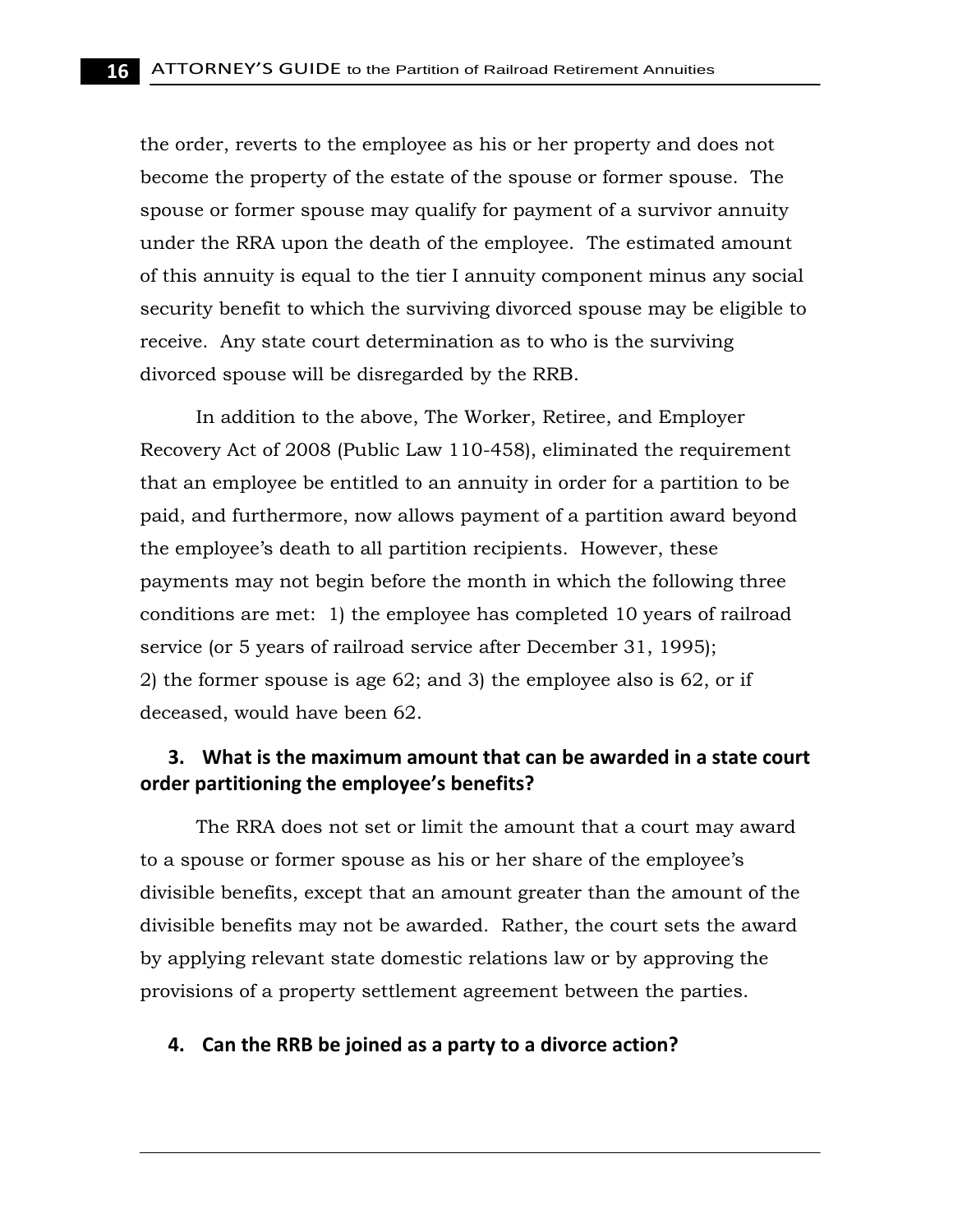the order, reverts to the employee as his or her property and does not become the property of the estate of the spouse or former spouse. The spouse or former spouse may qualify for payment of a survivor annuity under the RRA upon the death of the employee. The estimated amount of this annuity is equal to the tier I annuity component minus any social security benefit to which the surviving divorced spouse may be eligible to receive. Any state court determination as to who is the surviving divorced spouse will be disregarded by the RRB.

In addition to the above, The Worker, Retiree, and Employer Recovery Act of 2008 (Public Law 110-458), eliminated the requirement that an employee be entitled to an annuity in order for a partition to be paid, and furthermore, now allows payment of a partition award beyond the employee's death to all partition recipients. However, these payments may not begin before the month in which the following three conditions are met: 1) the employee has completed 10 years of railroad service (or 5 years of railroad service after December 31, 1995); 2) the former spouse is age 62; and 3) the employee also is 62, or if deceased, would have been 62.

### 3. What is the maximum amount that can be awarded in a state court order partitioning the employee's benefits?

The RRA does not set or limit the amount that a court may award to a spouse or former spouse as his or her share of the employee's divisible benefits, except that an amount greater than the amount of the divisible benefits may not be awarded. Rather, the court sets the award by applying relevant state domestic relations law or by approving the provisions of a property settlement agreement between the parties.

### 4. Can the RRB be joined as a party to a divorce action?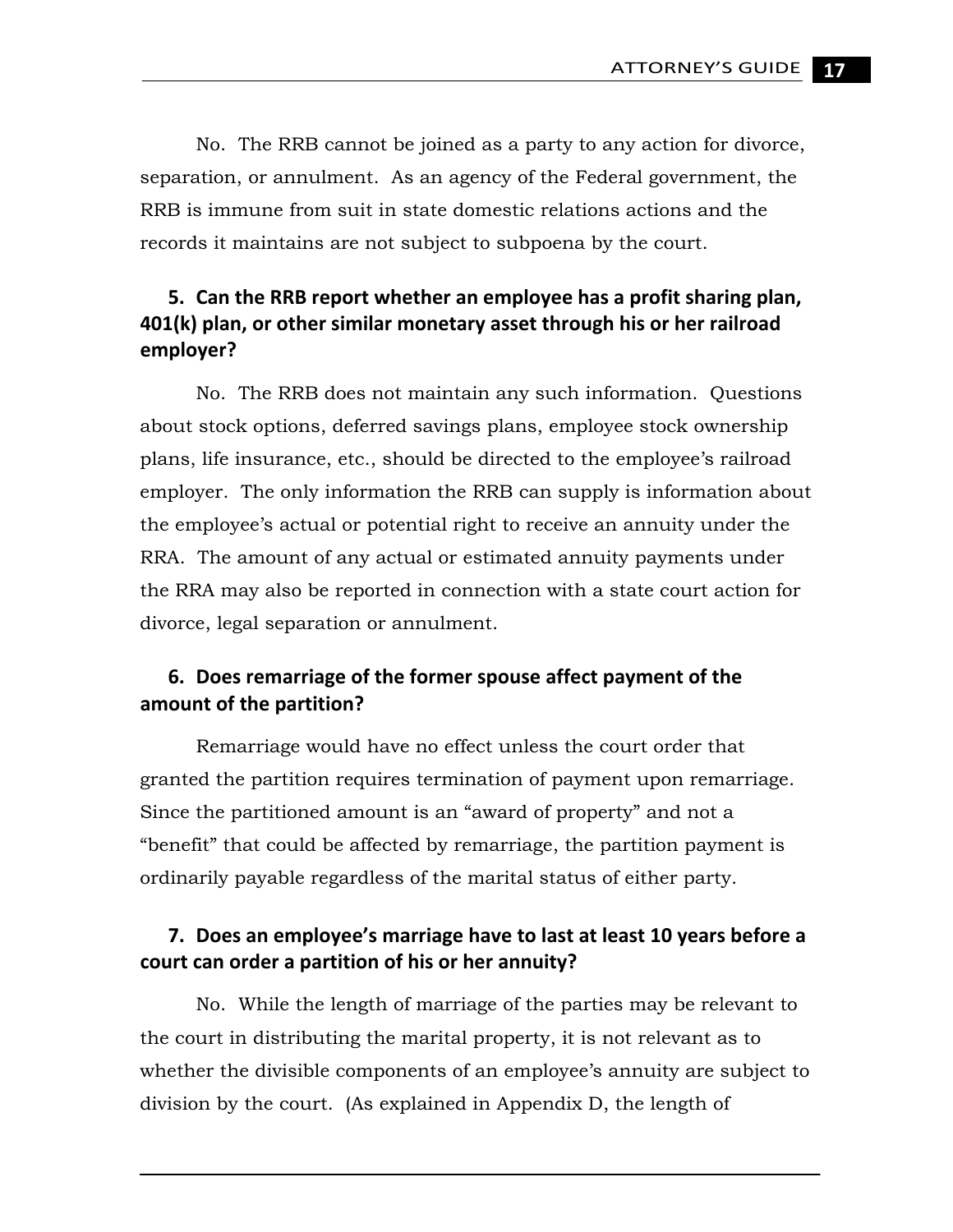No. The RRB cannot be joined as a party to any action for divorce, separation, or annulment. As an agency of the Federal government, the RRB is immune from suit in state domestic relations actions and the records it maintains are not subject to subpoena by the court.

### 5. Can the RRB report whether an employee has a profit sharing plan, 401(k) plan, or other similar monetary asset through his or her railroad employer?

No. The RRB does not maintain any such information. Questions about stock options, deferred savings plans, employee stock ownership plans, life insurance, etc., should be directed to the employee's railroad employer. The only information the RRB can supply is information about the employee's actual or potential right to receive an annuity under the RRA. The amount of any actual or estimated annuity payments under the RRA may also be reported in connection with a state court action for divorce, legal separation or annulment.

### 6. Does remarriage of the former spouse affect payment of the amount of the partition?

Remarriage would have no effect unless the court order that granted the partition requires termination of payment upon remarriage. Since the partitioned amount is an "award of property" and not a "benefit" that could be affected by remarriage, the partition payment is ordinarily payable regardless of the marital status of either party.

### 7. Does an employee's marriage have to last at least 10 years before a court can order a partition of his or her annuity?

No. While the length of marriage of the parties may be relevant to the court in distributing the marital property, it is not relevant as to whether the divisible components of an employee's annuity are subject to division by the court. (As explained in Appendix D, the length of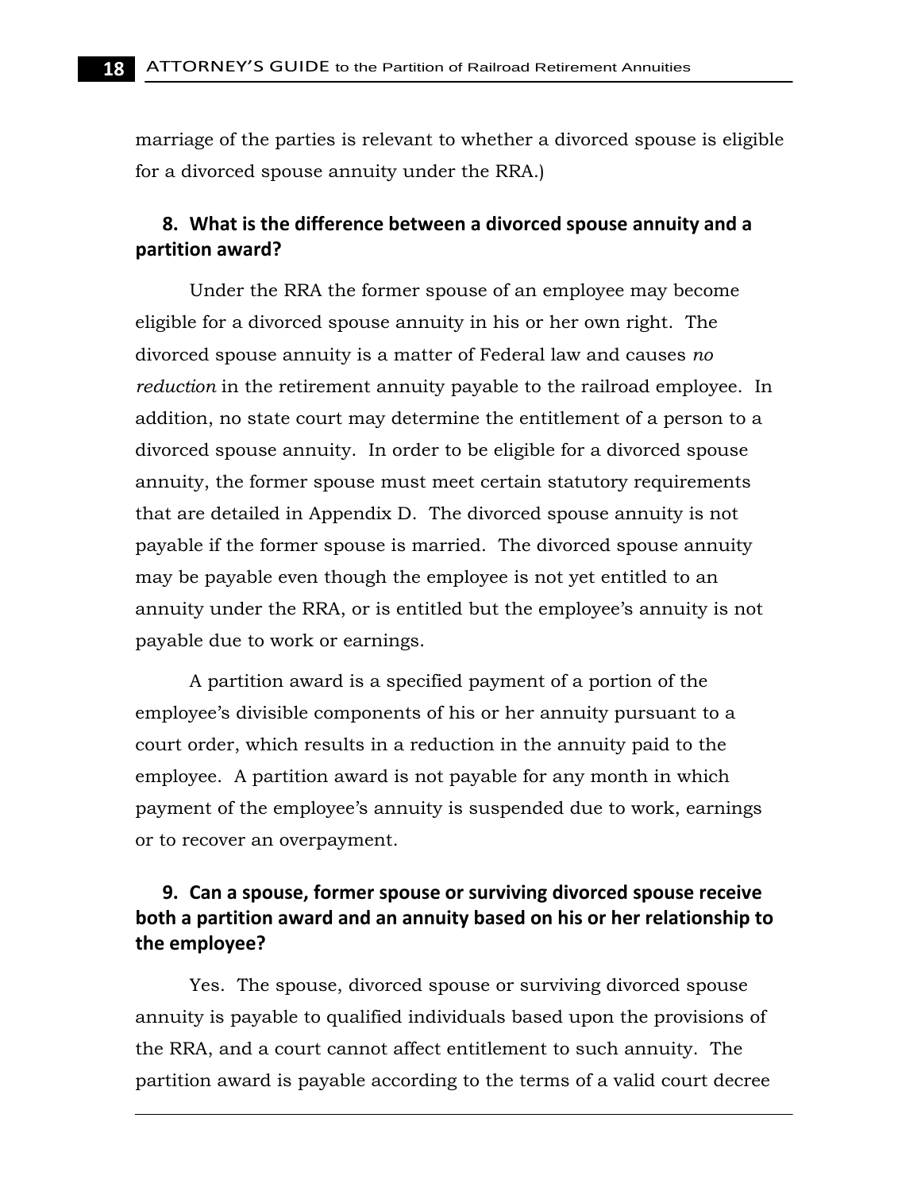marriage of the parties is relevant to whether a divorced spouse is eligible for a divorced spouse annuity under the RRA.)

### 8. What is the difference between a divorced spouse annuity and a partition award?

Under the RRA the former spouse of an employee may become eligible for a divorced spouse annuity in his or her own right. The divorced spouse annuity is a matter of Federal law and causes *no reduction* in the retirement annuity payable to the railroad employee. In addition, no state court may determine the entitlement of a person to a divorced spouse annuity. In order to be eligible for a divorced spouse annuity, the former spouse must meet certain statutory requirements that are detailed in Appendix D. The divorced spouse annuity is not payable if the former spouse is married. The divorced spouse annuity may be payable even though the employee is not yet entitled to an annuity under the RRA, or is entitled but the employee's annuity is not payable due to work or earnings.

A partition award is a specified payment of a portion of the employee's divisible components of his or her annuity pursuant to a court order, which results in a reduction in the annuity paid to the employee. A partition award is not payable for any month in which payment of the employee's annuity is suspended due to work, earnings or to recover an overpayment.

### 9. Can a spouse, former spouse or surviving divorced spouse receive both a partition award and an annuity based on his or her relationship to the employee?

Yes. The spouse, divorced spouse or surviving divorced spouse annuity is payable to qualified individuals based upon the provisions of the RRA, and a court cannot affect entitlement to such annuity. The partition award is payable according to the terms of a valid court decree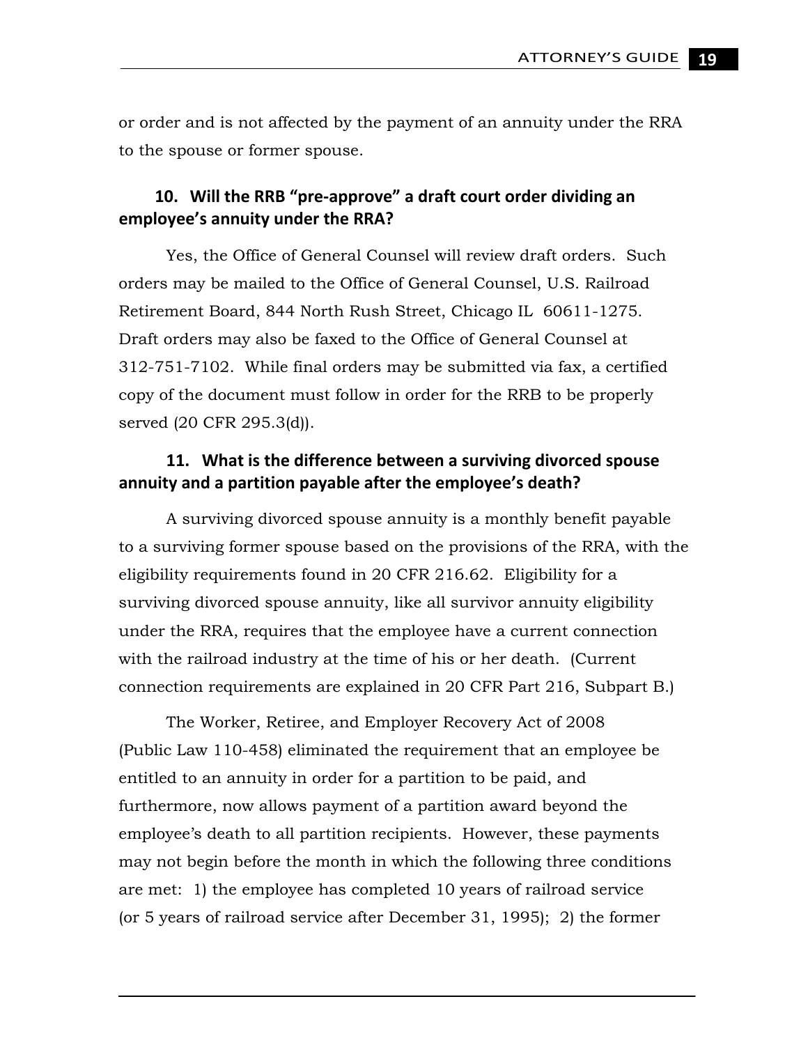or order and is not affected by the payment of an annuity under the RRA to the spouse or former spouse.

### 10. Will the RRB "pre-approve" a draft court order dividing an employee's annuity under the RRA?

Yes, the Office of General Counsel will review draft orders. Such orders may be mailed to the Office of General Counsel, U.S. Railroad Retirement Board, 844 North Rush Street, Chicago IL 60611-1275. Draft orders may also be faxed to the Office of General Counsel at 312-751-7102. While final orders may be submitted via fax, a certified copy of the document must follow in order for the RRB to be properly served (20 CFR 295.3(d)).

### 11. What is the difference between a surviving divorced spouse annuity and a partition payable after the employee's death?

A surviving divorced spouse annuity is a monthly benefit payable to a surviving former spouse based on the provisions of the RRA, with the eligibility requirements found in 20 CFR 216.62. Eligibility for a surviving divorced spouse annuity, like all survivor annuity eligibility under the RRA, requires that the employee have a current connection with the railroad industry at the time of his or her death. (Current connection requirements are explained in 20 CFR Part 216, Subpart B.)

The Worker, Retiree, and Employer Recovery Act of 2008 (Public Law 110-458) eliminated the requirement that an employee be entitled to an annuity in order for a partition to be paid, and furthermore, now allows payment of a partition award beyond the employee's death to all partition recipients. However, these payments may not begin before the month in which the following three conditions are met: 1) the employee has completed 10 years of railroad service (or 5 years of railroad service after December 31, 1995); 2) the former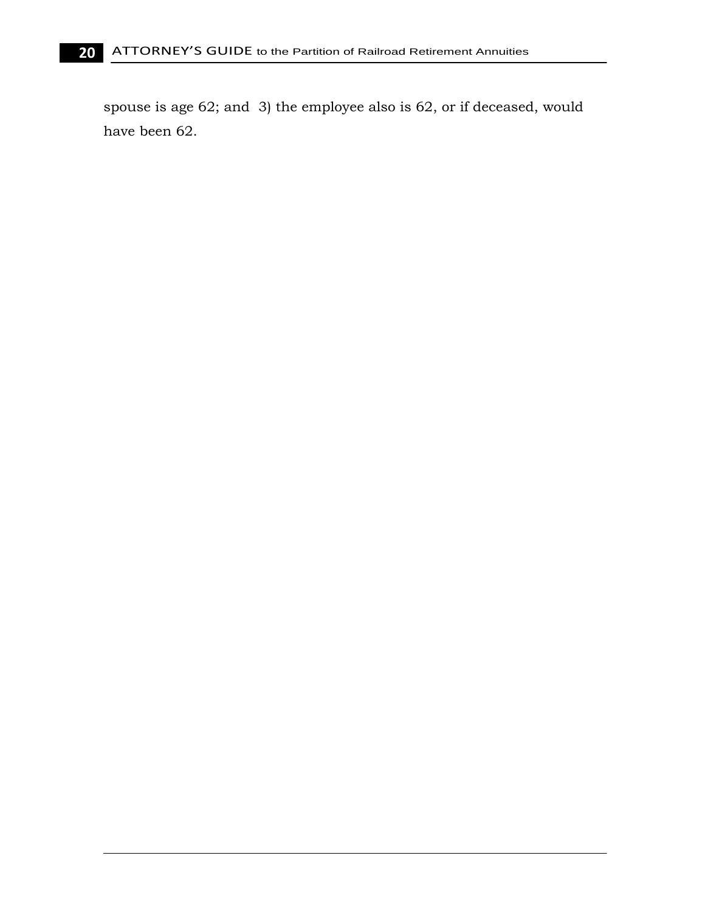spouse is age 62; and 3) the employee also is 62, or if deceased, would have been 62.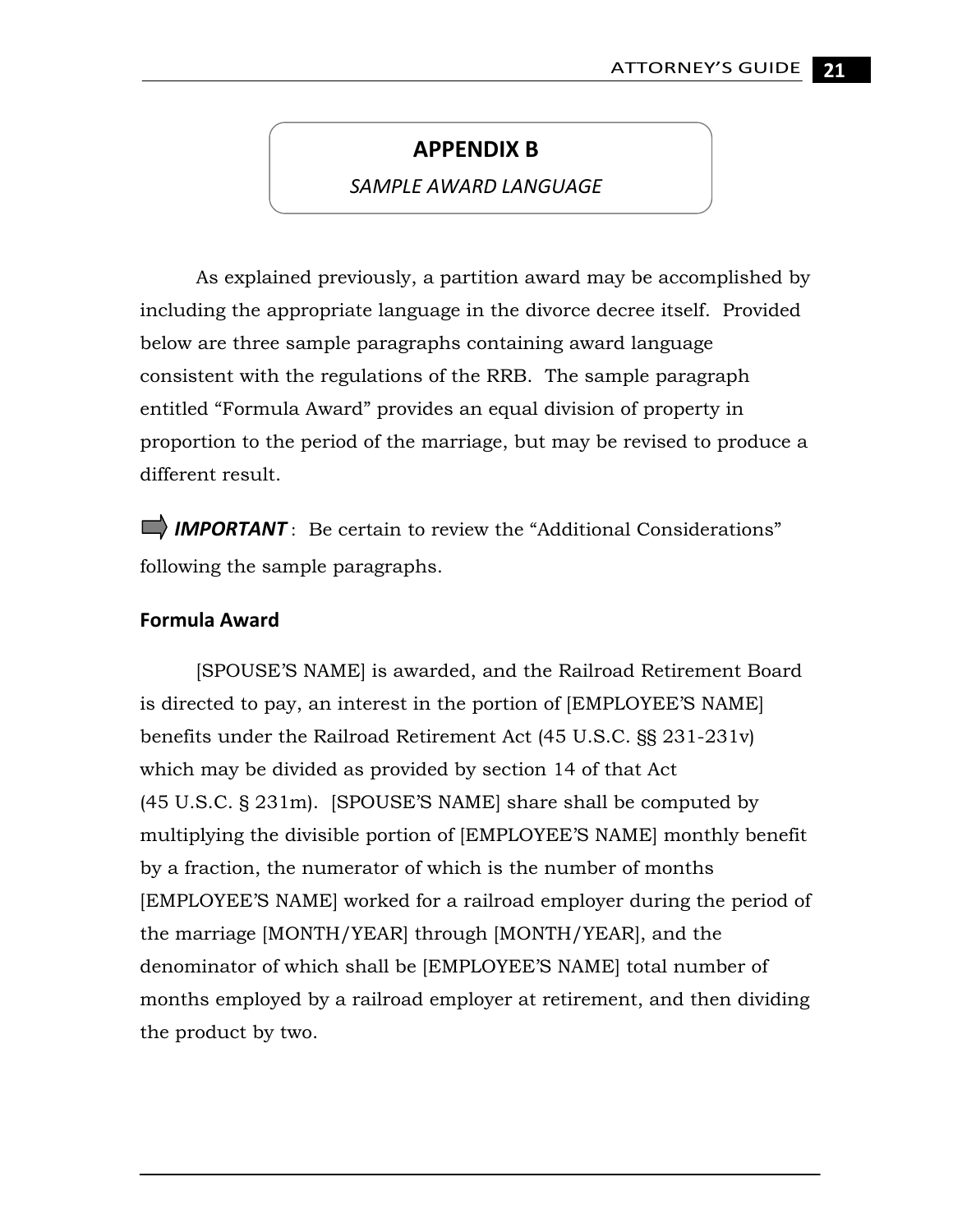# APPENDIX B

*SAMPLE AWARD LANGUAGE*

As explained previously, a partition award may be accomplished by including the appropriate language in the divorce decree itself. Provided below are three sample paragraphs containing award language consistent with the regulations of the RRB. The sample paragraph entitled "Formula Award" provides an equal division of property in proportion to the period of the marriage, but may be revised to produce a different result.

➡ ***IMPORTANT*** : Be certain to review the "Additional Considerations" following the sample paragraphs.

### Formula Award

[SPOUSE'S NAME] is awarded, and the Railroad Retirement Board is directed to pay, an interest in the portion of [EMPLOYEE'S NAME] benefits under the Railroad Retirement Act (45 U.S.C. §§ 231-231v) which may be divided as provided by section 14 of that Act (45 U.S.C. § 231m). [SPOUSE'S NAME] share shall be computed by multiplying the divisible portion of [EMPLOYEE'S NAME] monthly benefit by a fraction, the numerator of which is the number of months [EMPLOYEE'S NAME] worked for a railroad employer during the period of the marriage [MONTH/YEAR] through [MONTH/YEAR], and the denominator of which shall be [EMPLOYEE'S NAME] total number of months employed by a railroad employer at retirement, and then dividing the product by two.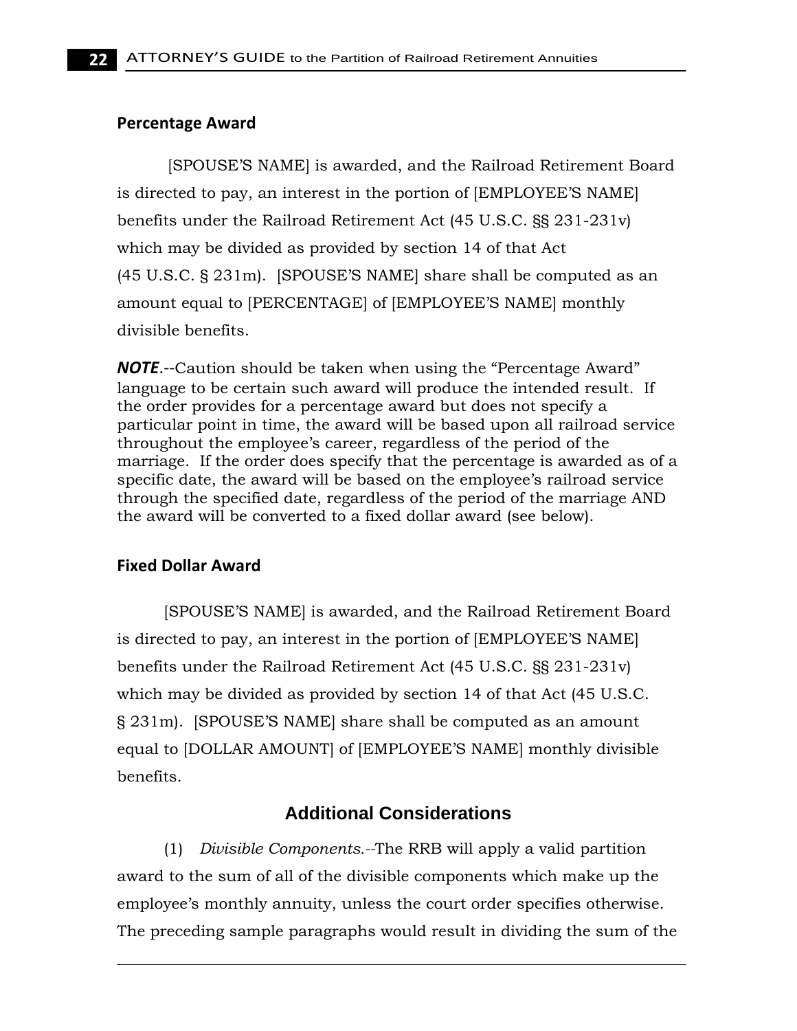### Percentage Award

[SPOUSE'S NAME] is awarded, and the Railroad Retirement Board is directed to pay, an interest in the portion of [EMPLOYEE'S NAME] benefits under the Railroad Retirement Act (45 U.S.C. §§ 231-231v) which may be divided as provided by section 14 of that Act (45 U.S.C. § 231m). [SPOUSE'S NAME] share shall be computed as an amount equal to [PERCENTAGE] of [EMPLOYEE'S NAME] monthly divisible benefits.

***NOTE***.--Caution should be taken when using the "Percentage Award" language to be certain such award will produce the intended result. If the order provides for a percentage award but does not specify a particular point in time, the award will be based upon all railroad service throughout the employee's career, regardless of the period of the marriage. If the order does specify that the percentage is awarded as of a specific date, the award will be based on the employee's railroad service through the specified date, regardless of the period of the marriage AND the award will be converted to a fixed dollar award (see below).

### Fixed Dollar Award

[SPOUSE'S NAME] is awarded, and the Railroad Retirement Board is directed to pay, an interest in the portion of [EMPLOYEE'S NAME] benefits under the Railroad Retirement Act (45 U.S.C. §§ 231-231v) which may be divided as provided by section 14 of that Act (45 U.S.C. § 231m). [SPOUSE'S NAME] share shall be computed as an amount equal to [DOLLAR AMOUNT] of [EMPLOYEE'S NAME] monthly divisible benefits.

## Additional Considerations

(1) *Divisible Components.*--The RRB will apply a valid partition award to the sum of all of the divisible components which make up the employee's monthly annuity, unless the court order specifies otherwise. The preceding sample paragraphs would result in dividing the sum of the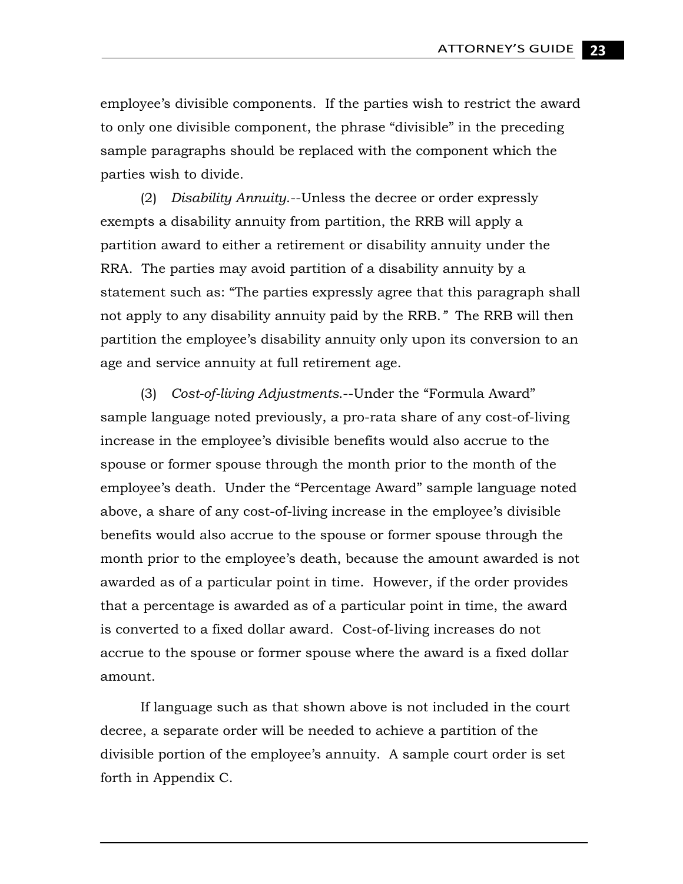employee's divisible components. If the parties wish to restrict the award to only one divisible component, the phrase "divisible" in the preceding sample paragraphs should be replaced with the component which the parties wish to divide.

(2) *Disability Annuity.*--Unless the decree or order expressly exempts a disability annuity from partition, the RRB will apply a partition award to either a retirement or disability annuity under the RRA. The parties may avoid partition of a disability annuity by a statement such as: "The parties expressly agree that this paragraph shall not apply to any disability annuity paid by the RRB." The RRB will then partition the employee's disability annuity only upon its conversion to an age and service annuity at full retirement age.

(3) *Cost-of-living Adjustments.*--Under the "Formula Award" sample language noted previously, a pro-rata share of any cost-of-living increase in the employee's divisible benefits would also accrue to the spouse or former spouse through the month prior to the month of the employee's death. Under the "Percentage Award" sample language noted above, a share of any cost-of-living increase in the employee's divisible benefits would also accrue to the spouse or former spouse through the month prior to the employee's death, because the amount awarded is not awarded as of a particular point in time. However, if the order provides that a percentage is awarded as of a particular point in time, the award is converted to a fixed dollar award. Cost-of-living increases do not accrue to the spouse or former spouse where the award is a fixed dollar amount.

If language such as that shown above is not included in the court decree, a separate order will be needed to achieve a partition of the divisible portion of the employee's annuity. A sample court order is set forth in Appendix C.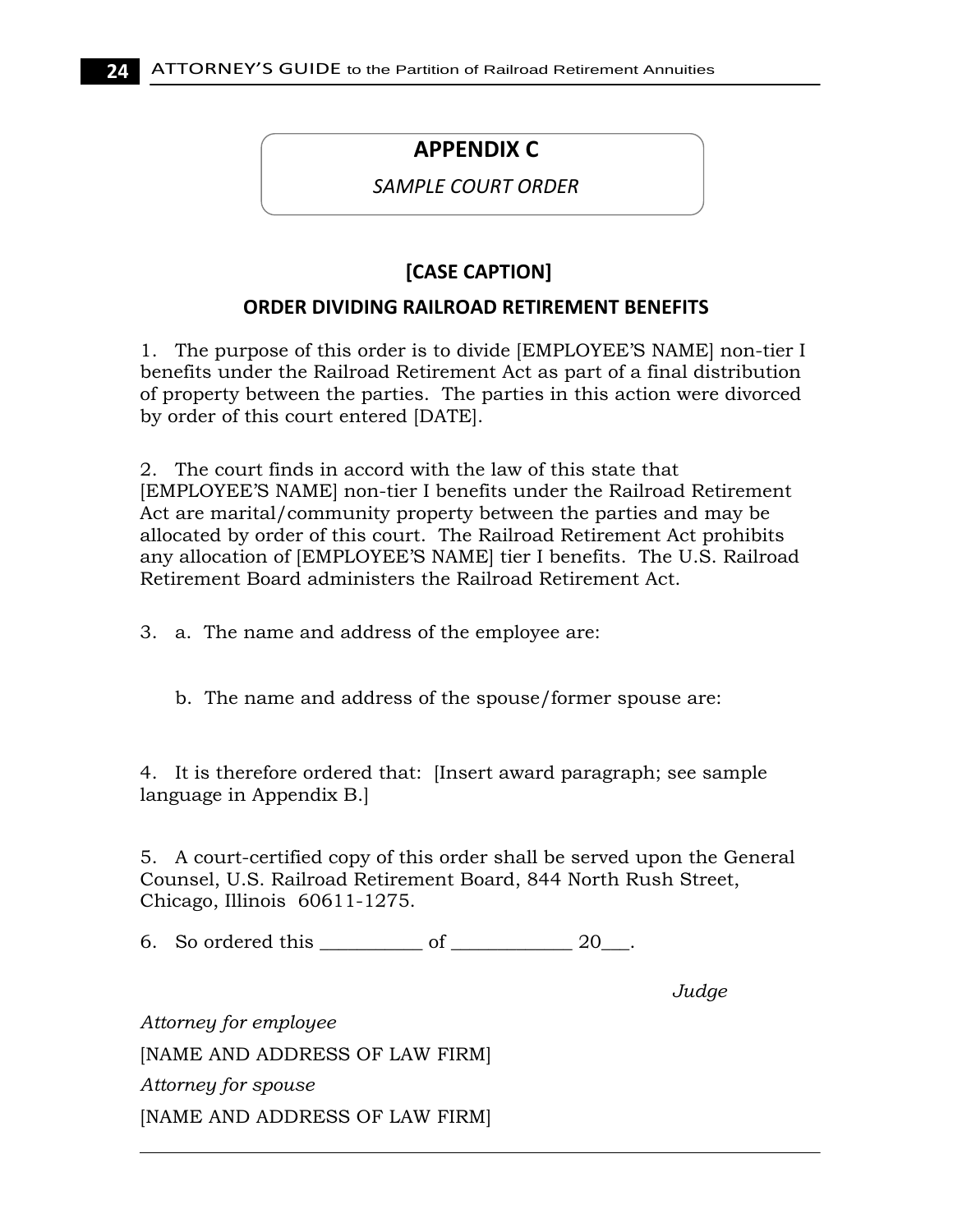## APPENDIX C

*SAMPLE COURT ORDER*

### [CASE CAPTION]

### ORDER DIVIDING RAILROAD RETIREMENT BENEFITS

1. The purpose of this order is to divide [EMPLOYEE'S NAME] non-tier I benefits under the Railroad Retirement Act as part of a final distribution of property between the parties. The parties in this action were divorced by order of this court entered [DATE].

2. The court finds in accord with the law of this state that [EMPLOYEE'S NAME] non-tier I benefits under the Railroad Retirement Act are marital/community property between the parties and may be allocated by order of this court. The Railroad Retirement Act prohibits any allocation of [EMPLOYEE'S NAME] tier I benefits. The U.S. Railroad Retirement Board administers the Railroad Retirement Act.

3. a. The name and address of the employee are:

   b. The name and address of the spouse/former spouse are:

4. It is therefore ordered that: [Insert award paragraph; see sample language in Appendix B.]

5. A court-certified copy of this order shall be served upon the General Counsel, U.S. Railroad Retirement Board, 844 North Rush Street, Chicago, Illinois 60611-1275.

6. So ordered this __________ of ____________ 20___.

*Judge*

*Attorney for employee*

[NAME AND ADDRESS OF LAW FIRM]

*Attorney for spouse*

[NAME AND ADDRESS OF LAW FIRM]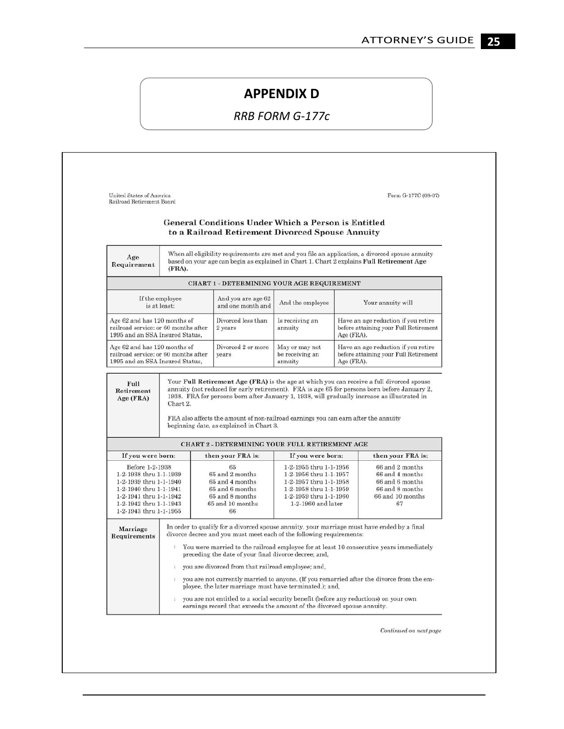# APPENDIX D

*RRB FORM G-177c*

United States of America
Railroad Retirement Board

Form G-177C (08-07)

## General Conditions Under Which a Person is Entitled to a Railroad Retirement Divorced Spouse Annuity

| Age Requirement | When all eligibility requirements are met and you file an application, a divorced spouse annuity based on your age can begin as explained in Chart 1. Chart 2 explains **Full Retirement Age (FRA).** |
|---|---|

**CHART 1 - DETERMINING YOUR AGE REQUIREMENT**

| If the employee is at least: | And you are age 62 and one month and | And the employee | Your annuity will |
|---|---|---|---|
| Age 62 and has 120 months of railroad service; or 60 months after 1995 and an SSA Insured Status, | Divorced less than 2 years | Is receiving an annuity | Have an age reduction if you retire before attaining your Full Retirement Age (FRA). |
| Age 62 and has 120 months of railroad service; or 60 months after 1995 and an SSA Insured Status, | Divorced 2 or more years | May or may not be receiving an annuity | Have an age reduction if you retire before attaining your Full Retirement Age (FRA). |

| Full Retirement Age (FRA) | Your **Full Retirement Age (FRA)** is the age at which you can receive a full divorced spouse annuity (not reduced for early retirement). FRA is age 65 for persons born before January 2, 1938. FRA for persons born after January 1, 1938, will gradually increase as illustrated in Chart 2.<br><br>FRA also affects the amount of non-railroad earnings you can earn after the annuity beginning date, as explained in Chart 3. |
|---|---|

**CHART 2 - DETERMINING YOUR FULL RETIREMENT AGE**

| If you were born: | then your FRA is: | If you were born: | then your FRA is: |
|---|---|---|---|
| Before 1-2-1938 | 65 | 1-2-1955 thru 1-1-1956 | 66 and 2 months |
| 1-2-1938 thru 1-1-1939 | 65 and 2 months | 1-2-1956 thru 1-1-1957 | 66 and 4 months |
| 1-2-1939 thru 1-1-1940 | 65 and 4 months | 1-2-1957 thru 1-1-1958 | 66 and 6 months |
| 1-2-1940 thru 1-1-1941 | 65 and 6 months | 1-2-1958 thru 1-1-1959 | 66 and 8 months |
| 1-2-1941 thru 1-1-1942 | 65 and 8 months | 1-2-1959 thru 1-1-1960 | 66 and 10 months |
| 1-2-1942 thru 1-1-1943 | 65 and 10 months | 1-2-1960 and later | 67 |
| 1-2-1943 thru 1-1-1955 | 66 | | |

**Marriage Requirements**

In order to qualify for a divorced spouse annuity, your marriage must have ended by a final divorce decree and you must meet each of the following requirements:

- You were married to the railroad employee for at least 10 consecutive years immediately preceding the date of your final divorce decree; and,
- you are divorced from that railroad employee; and,
- you are not currently married to anyone. (If you remarried after the divorce from the employee, the later marriage must have terminated.); and,
- you are not entitled to a social security benefit (before any reductions) on your own earnings record that exceeds the amount of the divorced spouse annuity.

*Continued on next page*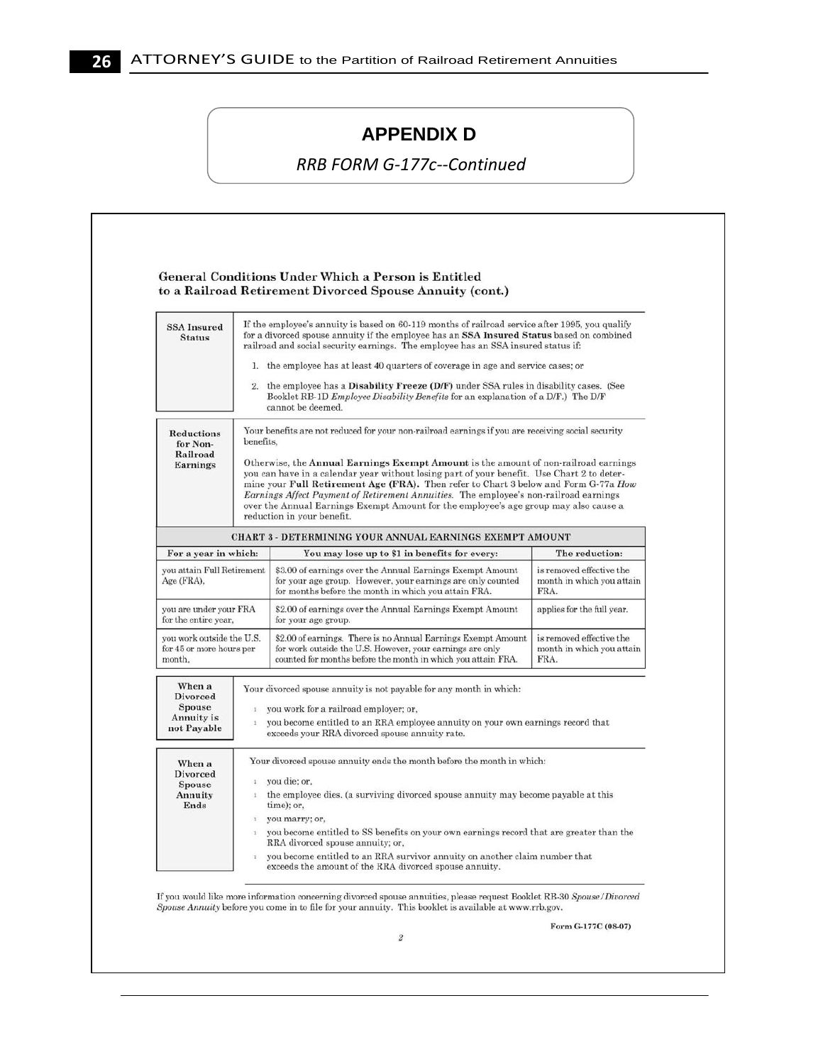## APPENDIX D

*RRB FORM G-177c--Continued*

### General Conditions Under Which a Person is Entitled to a Railroad Retirement Divorced Spouse Annuity (cont.)

**SSA Insured Status**

If the employee's annuity is based on 60-119 months of railroad service after 1995, you qualify for a divorced spouse annuity if the employee has an **SSA Insured Status** based on combined railroad and social security earnings. The employee has an SSA insured status if:

1. the employee has at least 40 quarters of coverage in age and service cases; or
2. the employee has a **Disability Freeze (D/F)** under SSA rules in disability cases. (See Booklet RB-1D *Employee Disability Benefits* for an explanation of a D/F.) The D/F cannot be deemed.

**Reductions for Non-Railroad Earnings**

Your benefits are not reduced for your non-railroad earnings if you are receiving social security benefits,

Otherwise, the **Annual Earnings Exempt Amount** is the amount of non-railroad earnings you can have in a calendar year without losing part of your benefit. Use Chart 2 to determine your **Full Retirement Age (FRA).** Then refer to Chart 3 below and Form G-77a *How Earnings Affect Payment of Retirement Annuities.* The employee's non-railroad earnings over the Annual Earnings Exempt Amount for the employee's age group may also cause a reduction in your benefit.

**CHART 3 - DETERMINING YOUR ANNUAL EARNINGS EXEMPT AMOUNT**

| For a year in which: | You may lose up to $1 in benefits for every: | The reduction: |
|---|---|---|
| you attain Full Retirement Age (FRA), | $3.00 of earnings over the Annual Earnings Exempt Amount for your age group. However, your earnings are only counted for months before the month in which you attain FRA. | is removed effective the month in which you attain FRA. |
| you are under your FRA for the entire year, | $2.00 of earnings over the Annual Earnings Exempt Amount for your age group. | applies for the full year. |
| you work outside the U.S. for 45 or more hours per month, | $2.00 of earnings. There is no Annual Earnings Exempt Amount for work outside the U.S. However, your earnings are only counted for months before the month in which you attain FRA. | is removed effective the month in which you attain FRA. |

**When a Divorced Spouse Annuity is not Payable**

Your divorced spouse annuity is not payable for any month in which:

- you work for a railroad employer; or,
- you become entitled to an RRA employee annuity on your own earnings record that exceeds your RRA divorced spouse annuity rate.

**When a Divorced Spouse Annuity Ends**

Your divorced spouse annuity ends the month before the month in which:

- you die; or,
- the employee dies. (a surviving divorced spouse annuity may become payable at this time); or,
- you marry; or,
- you become entitled to SS benefits on your own earnings record that are greater than the RRA divorced spouse annuity; or,
- you become entitled to an RRA survivor annuity on another claim number that exceeds the amount of the RRA divorced spouse annuity.

If you would like more information concerning divorced spouse annuities, please request Booklet RB-30 *Spouse/Divorced Spouse Annuity* before you come in to file for your annuity. This booklet is available at www.rrb.gov.

Form G-177C (08-07)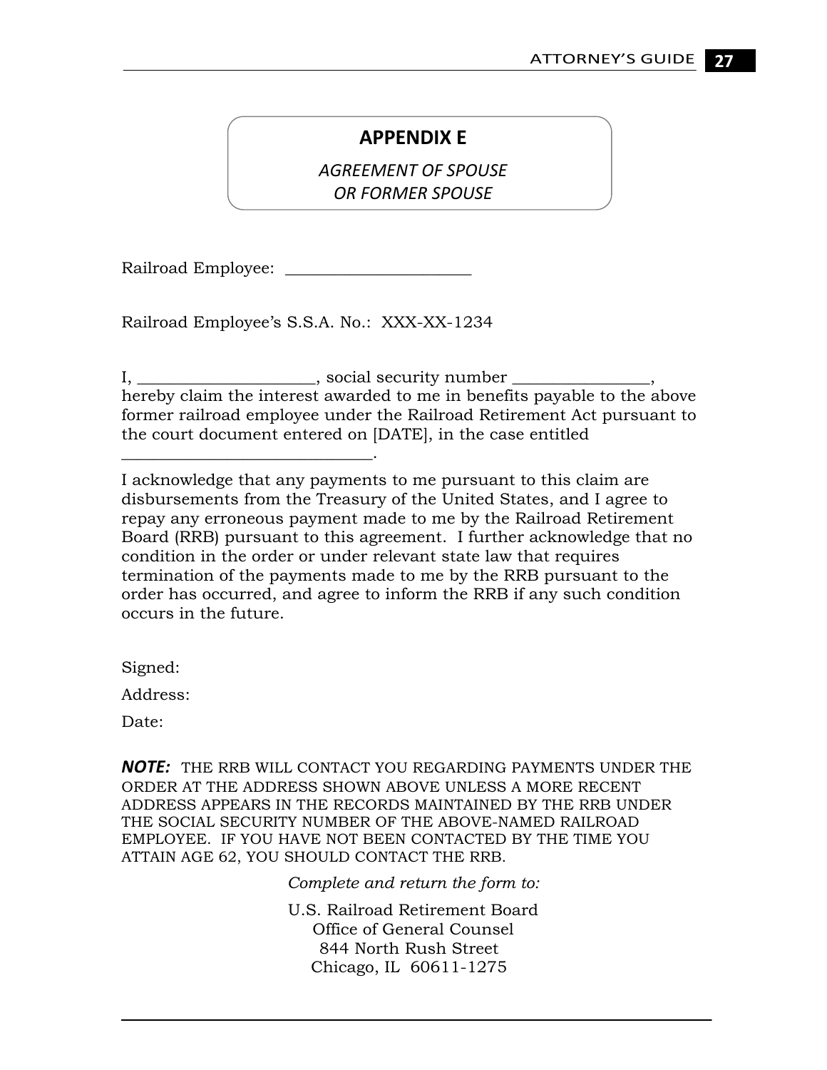# APPENDIX E

*AGREEMENT OF SPOUSE OR FORMER SPOUSE*

Railroad Employee: ______________________

Railroad Employee's S.S.A. No.: XXX-XX-1234

I, _____________________, social security number ________________, hereby claim the interest awarded to me in benefits payable to the above former railroad employee under the Railroad Retirement Act pursuant to the court document entered on [DATE], in the case entitled ______________________________.

I acknowledge that any payments to me pursuant to this claim are disbursements from the Treasury of the United States, and I agree to repay any erroneous payment made to me by the Railroad Retirement Board (RRB) pursuant to this agreement. I further acknowledge that no condition in the order or under relevant state law that requires termination of the payments made to me by the RRB pursuant to the order has occurred, and agree to inform the RRB if any such condition occurs in the future.

Signed:

Address:

Date:

***NOTE:*** THE RRB WILL CONTACT YOU REGARDING PAYMENTS UNDER THE ORDER AT THE ADDRESS SHOWN ABOVE UNLESS A MORE RECENT ADDRESS APPEARS IN THE RECORDS MAINTAINED BY THE RRB UNDER THE SOCIAL SECURITY NUMBER OF THE ABOVE-NAMED RAILROAD EMPLOYEE. IF YOU HAVE NOT BEEN CONTACTED BY THE TIME YOU ATTAIN AGE 62, YOU SHOULD CONTACT THE RRB.

*Complete and return the form to:*

U.S. Railroad Retirement Board
Office of General Counsel
844 North Rush Street
Chicago, IL 60611-1275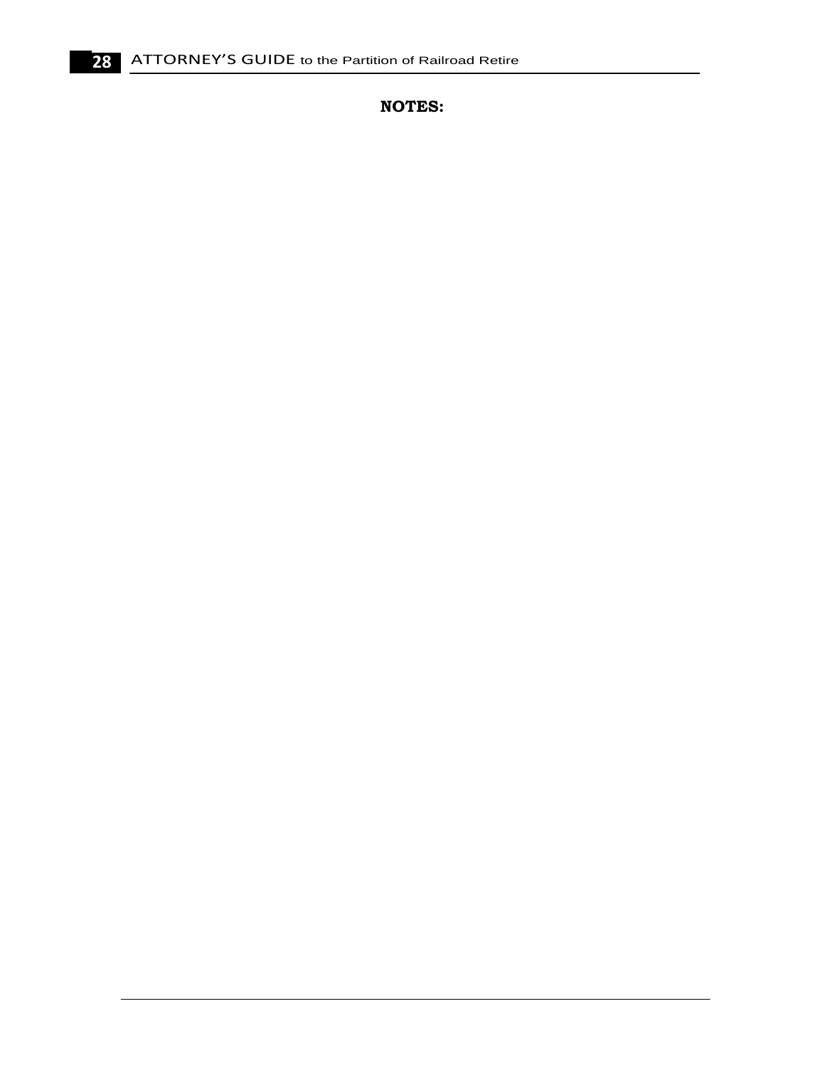**NOTES:**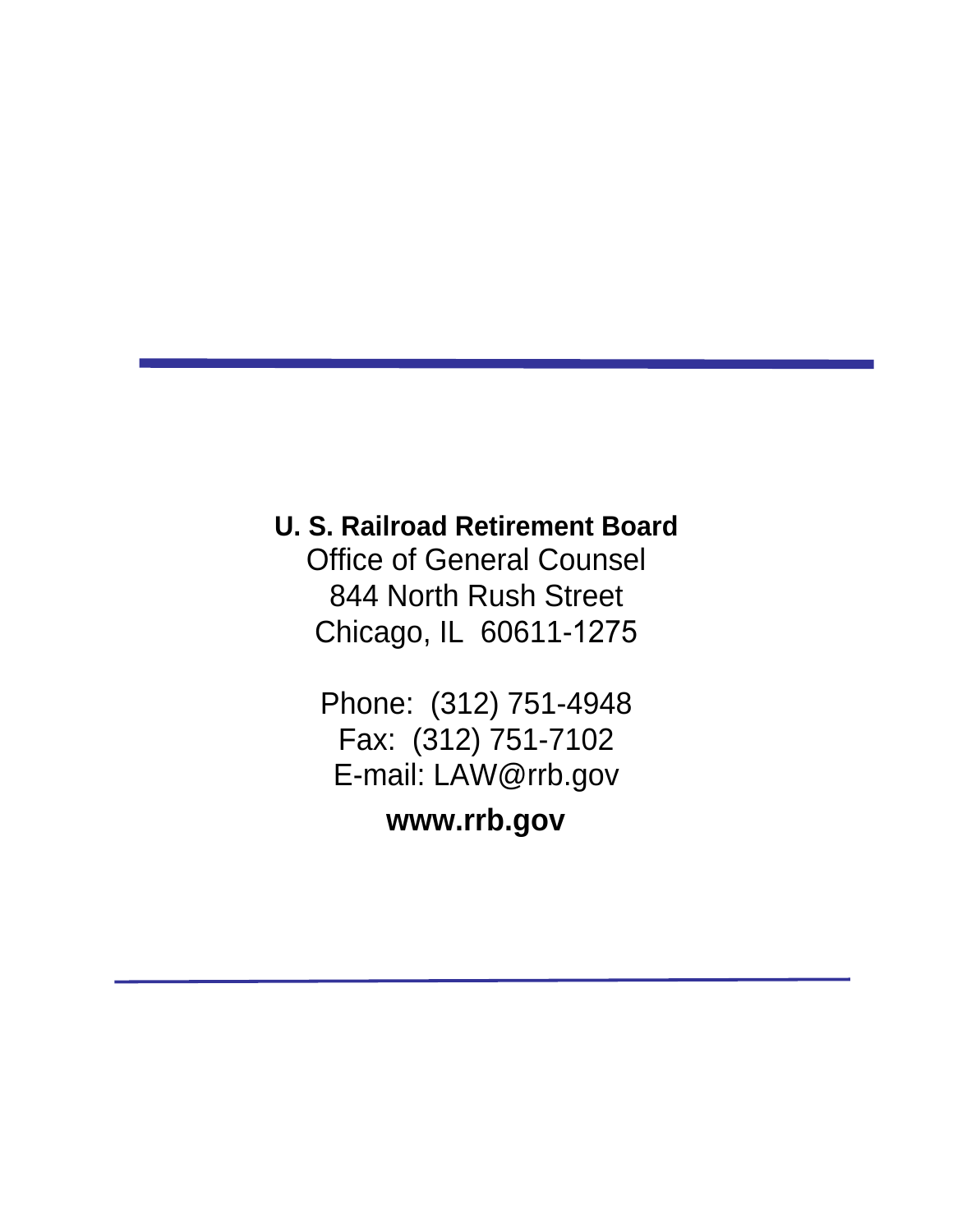**U. S. Railroad Retirement Board**

Office of General Counsel

844 North Rush Street

Chicago, IL  60611-1275

Phone:  (312) 751-4948

Fax:  (312) 751-7102

E-mail: LAW@rrb.gov

**www.rrb.gov**